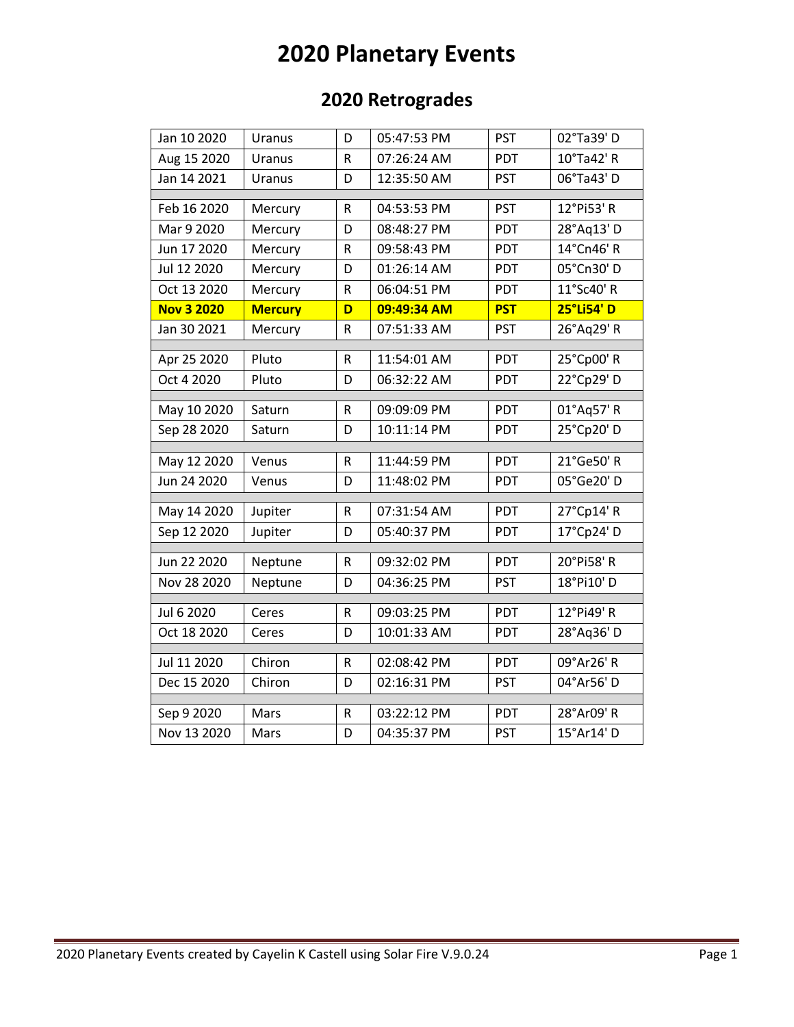# 2020 Planetary Events

## 2020 Retrogrades

| | | | | | |
|---|---|---|---|---|---|
| Jan 10 2020 | Uranus | D | 05:47:53 PM | PST | 02°Ta39' D |
| Aug 15 2020 | Uranus | R | 07:26:24 AM | PDT | 10°Ta42' R |
| Jan 14 2021 | Uranus | D | 12:35:50 AM | PST | 06°Ta43' D |
| | | | | | |
| Feb 16 2020 | Mercury | R | 04:53:53 PM | PST | 12°Pi53' R |
| Mar 9 2020 | Mercury | D | 08:48:27 PM | PDT | 28°Aq13' D |
| Jun 17 2020 | Mercury | R | 09:58:43 PM | PDT | 14°Cn46' R |
| Jul 12 2020 | Mercury | D | 01:26:14 AM | PDT | 05°Cn30' D |
| Oct 13 2020 | Mercury | R | 06:04:51 PM | PDT | 11°Sc40' R |
| **Nov 3 2020** | **Mercury** | **D** | **09:49:34 AM** | **PST** | **25°Li54' D** |
| Jan 30 2021 | Mercury | R | 07:51:33 AM | PST | 26°Aq29' R |
| | | | | | |
| Apr 25 2020 | Pluto | R | 11:54:01 AM | PDT | 25°Cp00' R |
| Oct 4 2020 | Pluto | D | 06:32:22 AM | PDT | 22°Cp29' D |
| | | | | | |
| May 10 2020 | Saturn | R | 09:09:09 PM | PDT | 01°Aq57' R |
| Sep 28 2020 | Saturn | D | 10:11:14 PM | PDT | 25°Cp20' D |
| | | | | | |
| May 12 2020 | Venus | R | 11:44:59 PM | PDT | 21°Ge50' R |
| Jun 24 2020 | Venus | D | 11:48:02 PM | PDT | 05°Ge20' D |
| | | | | | |
| May 14 2020 | Jupiter | R | 07:31:54 AM | PDT | 27°Cp14' R |
| Sep 12 2020 | Jupiter | D | 05:40:37 PM | PDT | 17°Cp24' D |
| | | | | | |
| Jun 22 2020 | Neptune | R | 09:32:02 PM | PDT | 20°Pi58' R |
| Nov 28 2020 | Neptune | D | 04:36:25 PM | PST | 18°Pi10' D |
| | | | | | |
| Jul 6 2020 | Ceres | R | 09:03:25 PM | PDT | 12°Pi49' R |
| Oct 18 2020 | Ceres | D | 10:01:33 AM | PDT | 28°Aq36' D |
| | | | | | |
| Jul 11 2020 | Chiron | R | 02:08:42 PM | PDT | 09°Ar26' R |
| Dec 15 2020 | Chiron | D | 02:16:31 PM | PST | 04°Ar56' D |
| | | | | | |
| Sep 9 2020 | Mars | R | 03:22:12 PM | PDT | 28°Ar09' R |
| Nov 13 2020 | Mars | D | 04:35:37 PM | PST | 15°Ar14' D |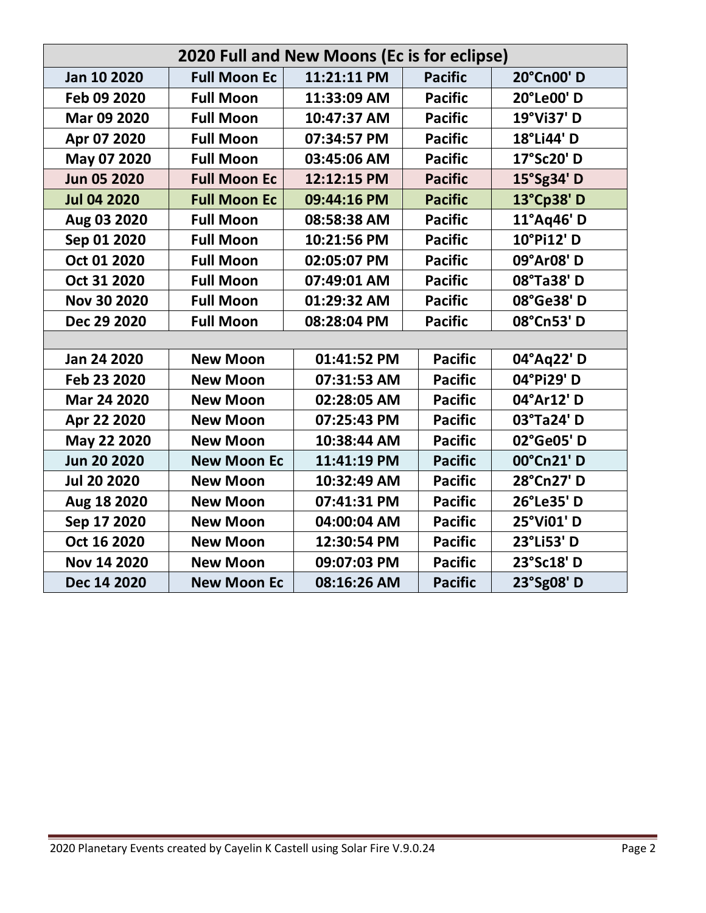| 2020 Full and New Moons (Ec is for eclipse) | | | | |
|---|---|---|---|---|
| Jan 10 2020 | Full Moon Ec | 11:21:11 PM | Pacific | 20°Cn00' D |
| Feb 09 2020 | Full Moon | 11:33:09 AM | Pacific | 20°Le00' D |
| Mar 09 2020 | Full Moon | 10:47:37 AM | Pacific | 19°Vi37' D |
| Apr 07 2020 | Full Moon | 07:34:57 PM | Pacific | 18°Li44' D |
| May 07 2020 | Full Moon | 03:45:06 AM | Pacific | 17°Sc20' D |
| Jun 05 2020 | Full Moon Ec | 12:12:15 PM | Pacific | 15°Sg34' D |
| Jul 04 2020 | Full Moon Ec | 09:44:16 PM | Pacific | 13°Cp38' D |
| Aug 03 2020 | Full Moon | 08:58:38 AM | Pacific | 11°Aq46' D |
| Sep 01 2020 | Full Moon | 10:21:56 PM | Pacific | 10°Pi12' D |
| Oct 01 2020 | Full Moon | 02:05:07 PM | Pacific | 09°Ar08' D |
| Oct 31 2020 | Full Moon | 07:49:01 AM | Pacific | 08°Ta38' D |
| Nov 30 2020 | Full Moon | 01:29:32 AM | Pacific | 08°Ge38' D |
| Dec 29 2020 | Full Moon | 08:28:04 PM | Pacific | 08°Cn53' D |
| | | | | |
| Jan 24 2020 | New Moon | 01:41:52 PM | Pacific | 04°Aq22' D |
| Feb 23 2020 | New Moon | 07:31:53 AM | Pacific | 04°Pi29' D |
| Mar 24 2020 | New Moon | 02:28:05 AM | Pacific | 04°Ar12' D |
| Apr 22 2020 | New Moon | 07:25:43 PM | Pacific | 03°Ta24' D |
| May 22 2020 | New Moon | 10:38:44 AM | Pacific | 02°Ge05' D |
| Jun 20 2020 | New Moon Ec | 11:41:19 PM | Pacific | 00°Cn21' D |
| Jul 20 2020 | New Moon | 10:32:49 AM | Pacific | 28°Cn27' D |
| Aug 18 2020 | New Moon | 07:41:31 PM | Pacific | 26°Le35' D |
| Sep 17 2020 | New Moon | 04:00:04 AM | Pacific | 25°Vi01' D |
| Oct 16 2020 | New Moon | 12:30:54 PM | Pacific | 23°Li53' D |
| Nov 14 2020 | New Moon | 09:07:03 PM | Pacific | 23°Sc18' D |
| Dec 14 2020 | New Moon Ec | 08:16:26 AM | Pacific | 23°Sg08' D |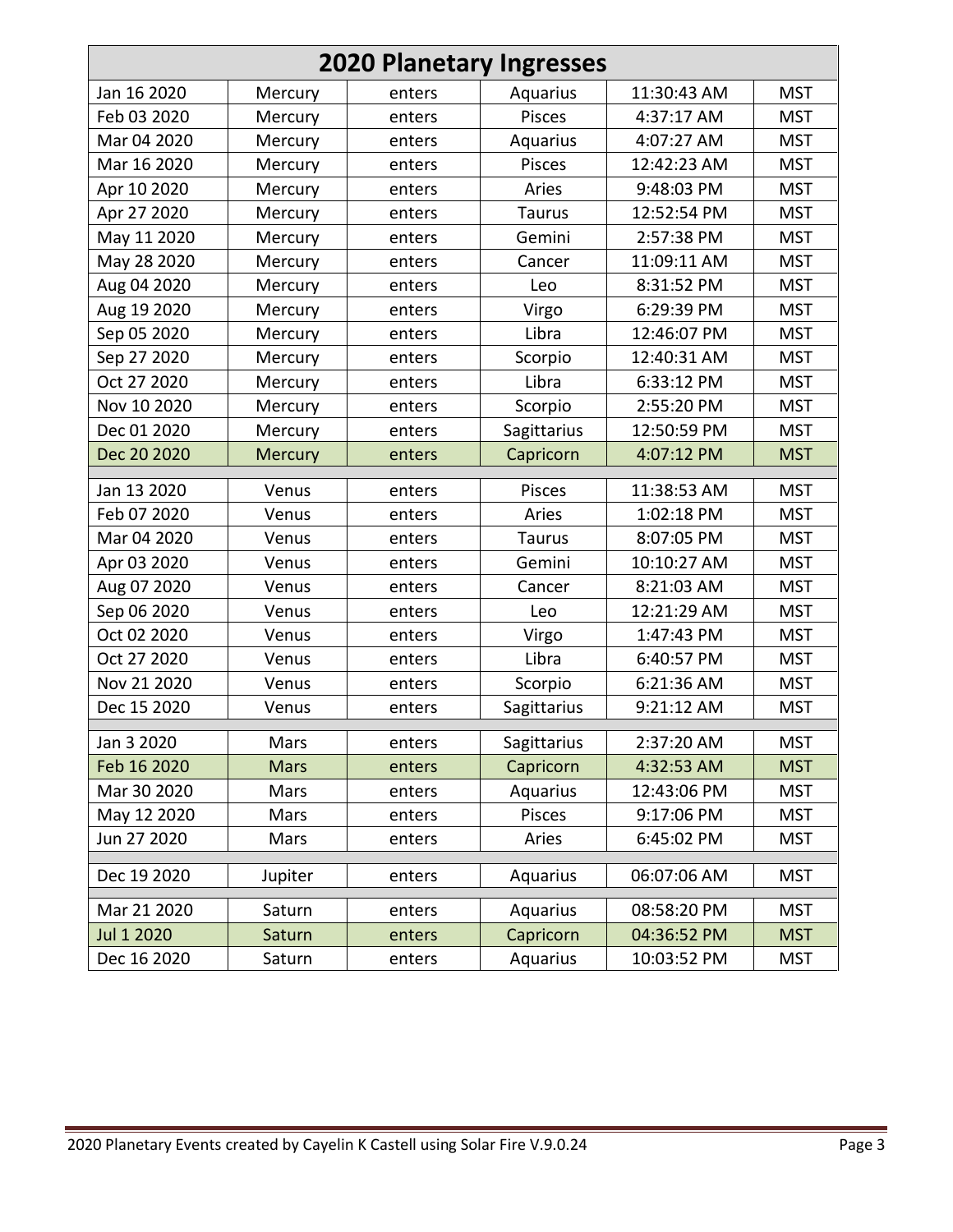# 2020 Planetary Ingresses

| Date | Planet | | Sign | Time | Zone |
|---|---|---|---|---|---|
| Jan 16 2020 | Mercury | enters | Aquarius | 11:30:43 AM | MST |
| Feb 03 2020 | Mercury | enters | Pisces | 4:37:17 AM | MST |
| Mar 04 2020 | Mercury | enters | Aquarius | 4:07:27 AM | MST |
| Mar 16 2020 | Mercury | enters | Pisces | 12:42:23 AM | MST |
| Apr 10 2020 | Mercury | enters | Aries | 9:48:03 PM | MST |
| Apr 27 2020 | Mercury | enters | Taurus | 12:52:54 PM | MST |
| May 11 2020 | Mercury | enters | Gemini | 2:57:38 PM | MST |
| May 28 2020 | Mercury | enters | Cancer | 11:09:11 AM | MST |
| Aug 04 2020 | Mercury | enters | Leo | 8:31:52 PM | MST |
| Aug 19 2020 | Mercury | enters | Virgo | 6:29:39 PM | MST |
| Sep 05 2020 | Mercury | enters | Libra | 12:46:07 PM | MST |
| Sep 27 2020 | Mercury | enters | Scorpio | 12:40:31 AM | MST |
| Oct 27 2020 | Mercury | enters | Libra | 6:33:12 PM | MST |
| Nov 10 2020 | Mercury | enters | Scorpio | 2:55:20 PM | MST |
| Dec 01 2020 | Mercury | enters | Sagittarius | 12:50:59 PM | MST |
| Dec 20 2020 | Mercury | enters | Capricorn | 4:07:12 PM | MST |
| | | | | | |
| Jan 13 2020 | Venus | enters | Pisces | 11:38:53 AM | MST |
| Feb 07 2020 | Venus | enters | Aries | 1:02:18 PM | MST |
| Mar 04 2020 | Venus | enters | Taurus | 8:07:05 PM | MST |
| Apr 03 2020 | Venus | enters | Gemini | 10:10:27 AM | MST |
| Aug 07 2020 | Venus | enters | Cancer | 8:21:03 AM | MST |
| Sep 06 2020 | Venus | enters | Leo | 12:21:29 AM | MST |
| Oct 02 2020 | Venus | enters | Virgo | 1:47:43 PM | MST |
| Oct 27 2020 | Venus | enters | Libra | 6:40:57 PM | MST |
| Nov 21 2020 | Venus | enters | Scorpio | 6:21:36 AM | MST |
| Dec 15 2020 | Venus | enters | Sagittarius | 9:21:12 AM | MST |
| | | | | | |
| Jan 3 2020 | Mars | enters | Sagittarius | 2:37:20 AM | MST |
| Feb 16 2020 | Mars | enters | Capricorn | 4:32:53 AM | MST |
| Mar 30 2020 | Mars | enters | Aquarius | 12:43:06 PM | MST |
| May 12 2020 | Mars | enters | Pisces | 9:17:06 PM | MST |
| Jun 27 2020 | Mars | enters | Aries | 6:45:02 PM | MST |
| | | | | | |
| Dec 19 2020 | Jupiter | enters | Aquarius | 06:07:06 AM | MST |
| | | | | | |
| Mar 21 2020 | Saturn | enters | Aquarius | 08:58:20 PM | MST |
| Jul 1 2020 | Saturn | enters | Capricorn | 04:36:52 PM | MST |
| Dec 16 2020 | Saturn | enters | Aquarius | 10:03:52 PM | MST |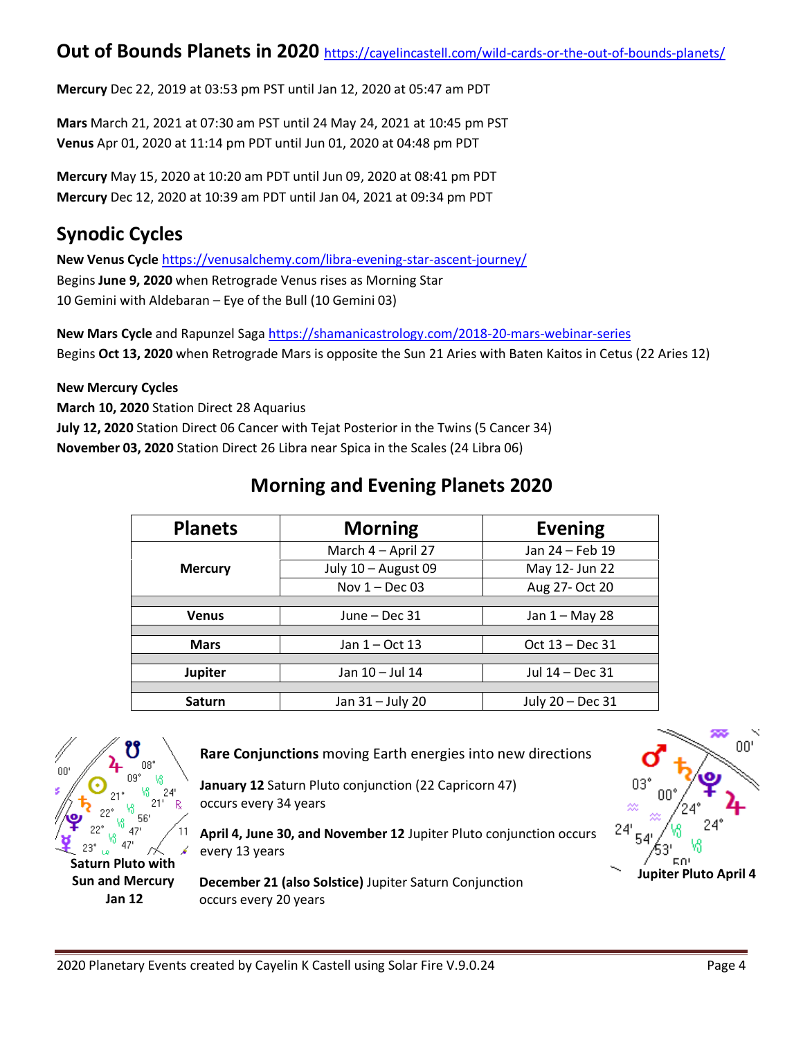## Out of Bounds Planets in 2020 https://cayelincastell.com/wild-cards-or-the-out-of-bounds-planets/

**Mercury** Dec 22, 2019 at 03:53 pm PST until Jan 12, 2020 at 05:47 am PDT

**Mars** March 21, 2021 at 07:30 am PST until 24 May 24, 2021 at 10:45 pm PST
**Venus** Apr 01, 2020 at 11:14 pm PDT until Jun 01, 2020 at 04:48 pm PDT

**Mercury** May 15, 2020 at 10:20 am PDT until Jun 09, 2020 at 08:41 pm PDT
**Mercury** Dec 12, 2020 at 10:39 am PDT until Jan 04, 2021 at 09:34 pm PDT

## Synodic Cycles

**New Venus Cycle** https://venusalchemy.com/libra-evening-star-ascent-journey/
Begins **June 9, 2020** when Retrograde Venus rises as Morning Star
10 Gemini with Aldebaran – Eye of the Bull (10 Gemini 03)

**New Mars Cycle** and Rapunzel Saga https://shamanicastrology.com/2018-20-mars-webinar-series
Begins **Oct 13, 2020** when Retrograde Mars is opposite the Sun 21 Aries with Baten Kaitos in Cetus (22 Aries 12)

**New Mercury Cycles**
**March 10, 2020** Station Direct 28 Aquarius
**July 12, 2020** Station Direct 06 Cancer with Tejat Posterior in the Twins (5 Cancer 34)
**November 03, 2020** Station Direct 26 Libra near Spica in the Scales (24 Libra 06)

## Morning and Evening Planets 2020

| Planets | Morning | Evening |
|---|---|---|
| **Mercury** | March 4 – April 27 | Jan 24 – Feb 19 |
| | July 10 – August 09 | May 12- Jun 22 |
| | Nov 1 – Dec 03 | Aug 27- Oct 20 |
| **Venus** | June – Dec 31 | Jan 1 – May 28 |
| **Mars** | Jan 1 – Oct 13 | Oct 13 – Dec 31 |
| **Jupiter** | Jan 10 – Jul 14 | Jul 14 – Dec 31 |
| **Saturn** | Jan 31 – July 20 | July 20 – Dec 31 |

**Saturn Pluto with Sun and Mercury Jan 12**

**Rare Conjunctions** moving Earth energies into new directions

**January 12** Saturn Pluto conjunction (22 Capricorn 47) occurs every 34 years

**April 4, June 30, and November 12** Jupiter Pluto conjunction occurs every 13 years

**December 21 (also Solstice)** Jupiter Saturn Conjunction occurs every 20 years

**Jupiter Pluto April 4**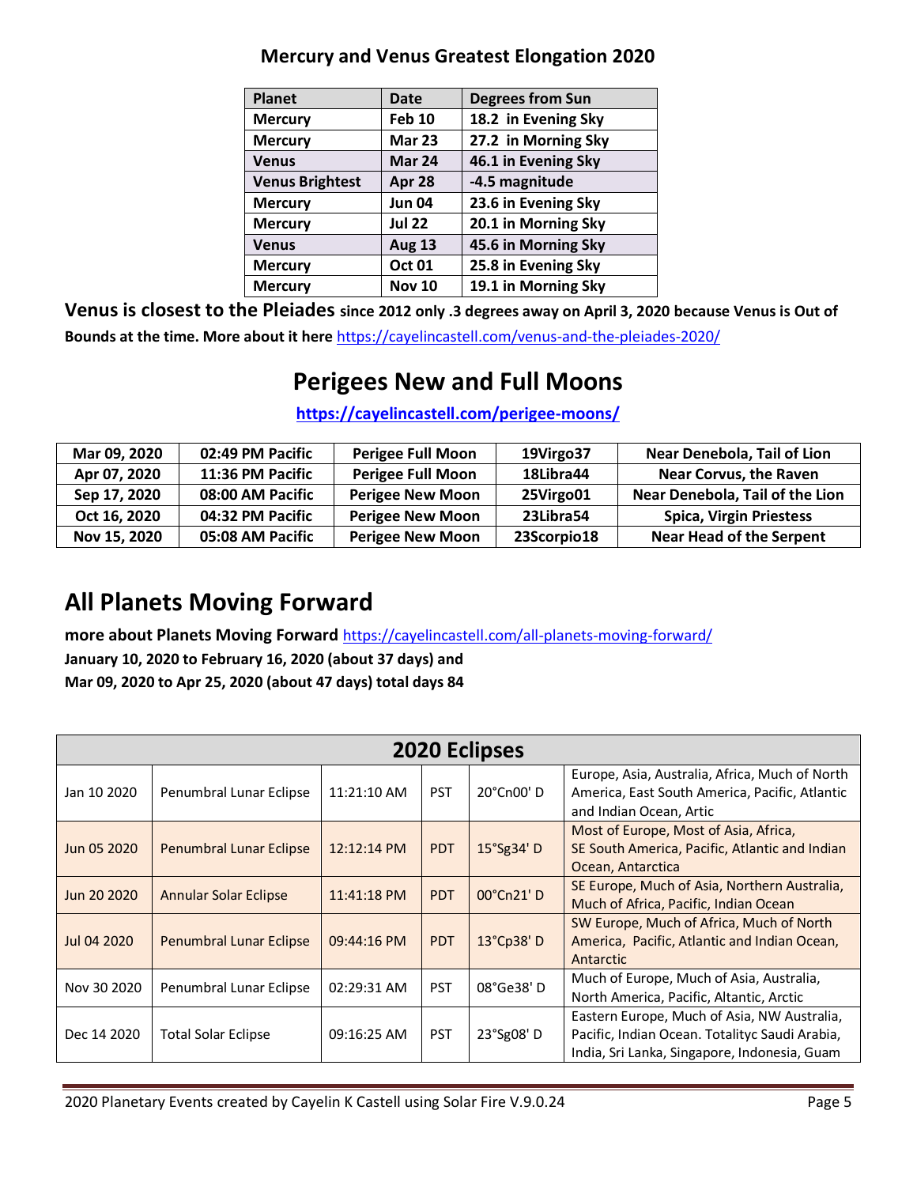### Mercury and Venus Greatest Elongation 2020

| Planet | Date | Degrees from Sun |
|---|---|---|
| Mercury | Feb 10 | 18.2 in Evening Sky |
| Mercury | Mar 23 | 27.2 in Morning Sky |
| Venus | Mar 24 | 46.1 in Evening Sky |
| Venus Brightest | Apr 28 | -4.5 magnitude |
| Mercury | Jun 04 | 23.6 in Evening Sky |
| Mercury | Jul 22 | 20.1 in Morning Sky |
| Venus | Aug 13 | 45.6 in Morning Sky |
| Mercury | Oct 01 | 25.8 in Evening Sky |
| Mercury | Nov 10 | 19.1 in Morning Sky |

**Venus is closest to the Pleiades since 2012 only .3 degrees away on April 3, 2020 because Venus is Out of Bounds at the time. More about it here** https://cayelincastell.com/venus-and-the-pleiades-2020/

## Perigees New and Full Moons

**https://cayelincastell.com/perigee-moons/**

| Date | Time | Event | Position | Near |
|---|---|---|---|---|
| Mar 09, 2020 | 02:49 PM Pacific | Perigee Full Moon | 19Virgo37 | Near Denebola, Tail of Lion |
| Apr 07, 2020 | 11:36 PM Pacific | Perigee Full Moon | 18Libra44 | Near Corvus, the Raven |
| Sep 17, 2020 | 08:00 AM Pacific | Perigee New Moon | 25Virgo01 | Near Denebola, Tail of the Lion |
| Oct 16, 2020 | 04:32 PM Pacific | Perigee New Moon | 23Libra54 | Spica, Virgin Priestess |
| Nov 15, 2020 | 05:08 AM Pacific | Perigee New Moon | 23Scorpio18 | Near Head of the Serpent |

## All Planets Moving Forward

**more about Planets Moving Forward** https://cayelincastell.com/all-planets-moving-forward/

**January 10, 2020 to February 16, 2020 (about 37 days) and**

**Mar 09, 2020 to Apr 25, 2020 (about 47 days) total days 84**

| 2020 Eclipses | | | | | |
|---|---|---|---|---|---|
| Jan 10 2020 | Penumbral Lunar Eclipse | 11:21:10 AM | PST | 20°Cn00' D | Europe, Asia, Australia, Africa, Much of North America, East South America, Pacific, Atlantic and Indian Ocean, Artic |
| Jun 05 2020 | Penumbral Lunar Eclipse | 12:12:14 PM | PDT | 15°Sg34' D | Most of Europe, Most of Asia, Africa, SE South America, Pacific, Atlantic and Indian Ocean, Antarctica |
| Jun 20 2020 | Annular Solar Eclipse | 11:41:18 PM | PDT | 00°Cn21' D | SE Europe, Much of Asia, Northern Australia, Much of Africa, Pacific, Indian Ocean |
| Jul 04 2020 | Penumbral Lunar Eclipse | 09:44:16 PM | PDT | 13°Cp38' D | SW Europe, Much of Africa, Much of North America, Pacific, Atlantic and Indian Ocean, Antarctic |
| Nov 30 2020 | Penumbral Lunar Eclipse | 02:29:31 AM | PST | 08°Ge38' D | Much of Europe, Much of Asia, Australia, North America, Pacific, Altantic, Arctic |
| Dec 14 2020 | Total Solar Eclipse | 09:16:25 AM | PST | 23°Sg08' D | Eastern Europe, Much of Asia, NW Australia, Pacific, Indian Ocean. Totalityc Saudi Arabia, India, Sri Lanka, Singapore, Indonesia, Guam |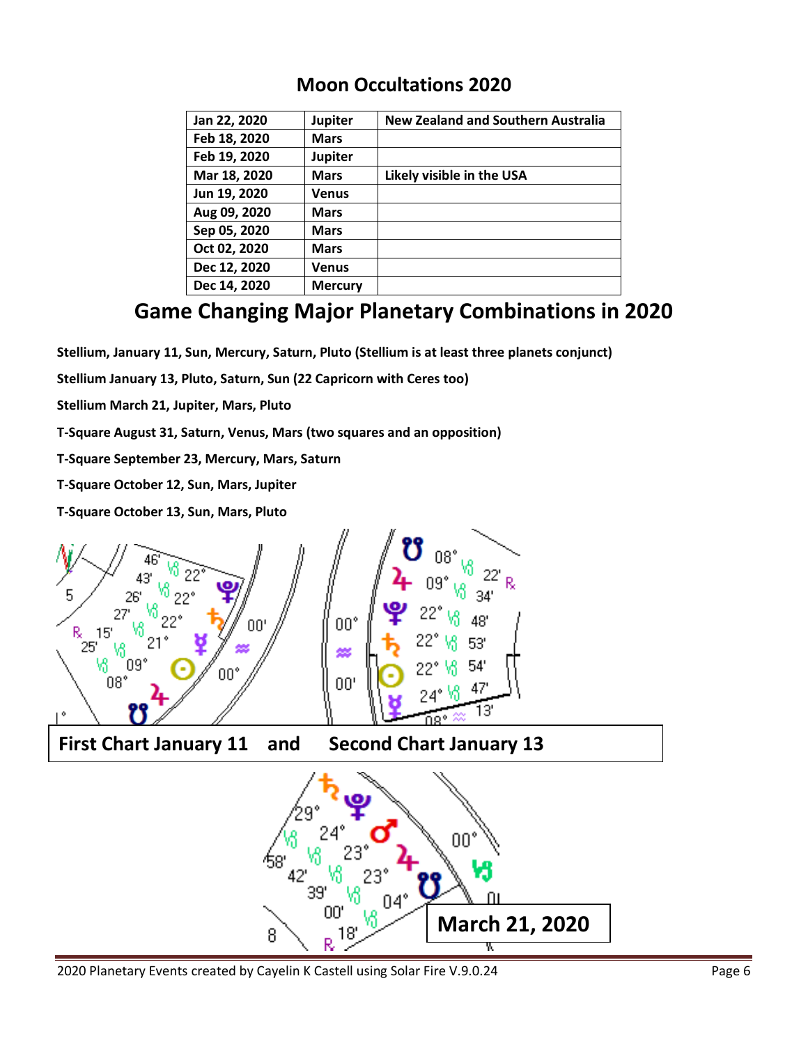## Moon Occultations 2020

| Jan 22, 2020 | Jupiter | New Zealand and Southern Australia |
|---|---|---|
| Feb 18, 2020 | Mars | |
| Feb 19, 2020 | Jupiter | |
| Mar 18, 2020 | Mars | Likely visible in the USA |
| Jun 19, 2020 | Venus | |
| Aug 09, 2020 | Mars | |
| Sep 05, 2020 | Mars | |
| Oct 02, 2020 | Mars | |
| Dec 12, 2020 | Venus | |
| Dec 14, 2020 | Mercury | |

# Game Changing Major Planetary Combinations in 2020

**Stellium, January 11, Sun, Mercury, Saturn, Pluto (Stellium is at least three planets conjunct)**

**Stellium January 13, Pluto, Saturn, Sun (22 Capricorn with Ceres too)**

**Stellium March 21, Jupiter, Mars, Pluto**

**T-Square August 31, Saturn, Venus, Mars (two squares and an opposition)**

**T-Square September 23, Mercury, Mars, Saturn**

**T-Square October 12, Sun, Mars, Jupiter**

**T-Square October 13, Sun, Mars, Pluto**

**First Chart January 11 and Second Chart January 13**

**March 21, 2020**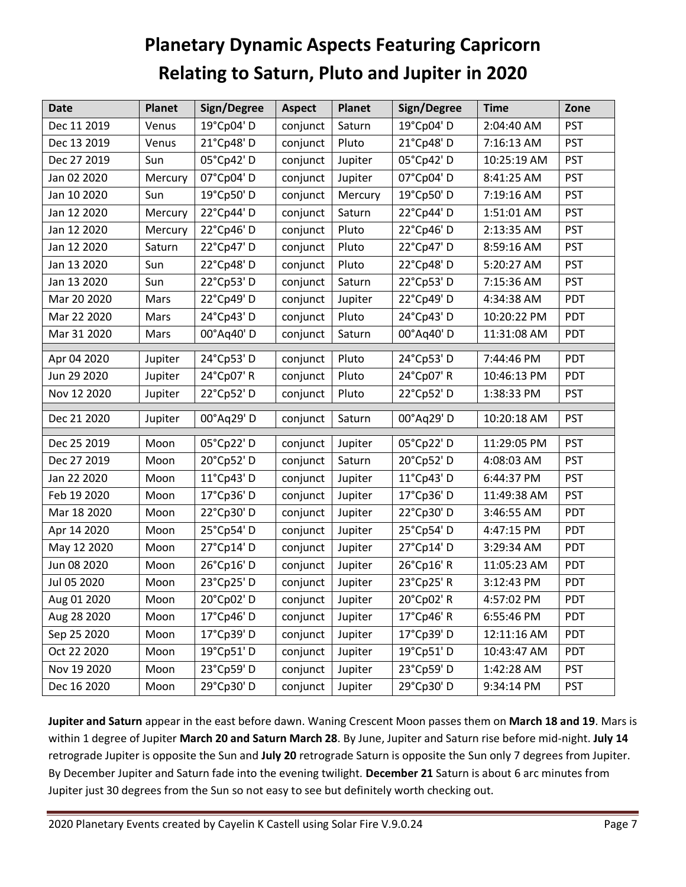# Planetary Dynamic Aspects Featuring Capricorn Relating to Saturn, Pluto and Jupiter in 2020

| Date | Planet | Sign/Degree | Aspect | Planet | Sign/Degree | Time | Zone |
|---|---|---|---|---|---|---|---|
| Dec 11 2019 | Venus | 19°Cp04' D | conjunct | Saturn | 19°Cp04' D | 2:04:40 AM | PST |
| Dec 13 2019 | Venus | 21°Cp48' D | conjunct | Pluto | 21°Cp48' D | 7:16:13 AM | PST |
| Dec 27 2019 | Sun | 05°Cp42' D | conjunct | Jupiter | 05°Cp42' D | 10:25:19 AM | PST |
| Jan 02 2020 | Mercury | 07°Cp04' D | conjunct | Jupiter | 07°Cp04' D | 8:41:25 AM | PST |
| Jan 10 2020 | Sun | 19°Cp50' D | conjunct | Mercury | 19°Cp50' D | 7:19:16 AM | PST |
| Jan 12 2020 | Mercury | 22°Cp44' D | conjunct | Saturn | 22°Cp44' D | 1:51:01 AM | PST |
| Jan 12 2020 | Mercury | 22°Cp46' D | conjunct | Pluto | 22°Cp46' D | 2:13:35 AM | PST |
| Jan 12 2020 | Saturn | 22°Cp47' D | conjunct | Pluto | 22°Cp47' D | 8:59:16 AM | PST |
| Jan 13 2020 | Sun | 22°Cp48' D | conjunct | Pluto | 22°Cp48' D | 5:20:27 AM | PST |
| Jan 13 2020 | Sun | 22°Cp53' D | conjunct | Saturn | 22°Cp53' D | 7:15:36 AM | PST |
| Mar 20 2020 | Mars | 22°Cp49' D | conjunct | Jupiter | 22°Cp49' D | 4:34:38 AM | PDT |
| Mar 22 2020 | Mars | 24°Cp43' D | conjunct | Pluto | 24°Cp43' D | 10:20:22 PM | PDT |
| Mar 31 2020 | Mars | 00°Aq40' D | conjunct | Saturn | 00°Aq40' D | 11:31:08 AM | PDT |
| | | | | | | | |
| Apr 04 2020 | Jupiter | 24°Cp53' D | conjunct | Pluto | 24°Cp53' D | 7:44:46 PM | PDT |
| Jun 29 2020 | Jupiter | 24°Cp07' R | conjunct | Pluto | 24°Cp07' R | 10:46:13 PM | PDT |
| Nov 12 2020 | Jupiter | 22°Cp52' D | conjunct | Pluto | 22°Cp52' D | 1:38:33 PM | PST |
| | | | | | | | |
| Dec 21 2020 | Jupiter | 00°Aq29' D | conjunct | Saturn | 00°Aq29' D | 10:20:18 AM | PST |
| | | | | | | | |
| Dec 25 2019 | Moon | 05°Cp22' D | conjunct | Jupiter | 05°Cp22' D | 11:29:05 PM | PST |
| Dec 27 2019 | Moon | 20°Cp52' D | conjunct | Saturn | 20°Cp52' D | 4:08:03 AM | PST |
| Jan 22 2020 | Moon | 11°Cp43' D | conjunct | Jupiter | 11°Cp43' D | 6:44:37 PM | PST |
| Feb 19 2020 | Moon | 17°Cp36' D | conjunct | Jupiter | 17°Cp36' D | 11:49:38 AM | PST |
| Mar 18 2020 | Moon | 22°Cp30' D | conjunct | Jupiter | 22°Cp30' D | 3:46:55 AM | PDT |
| Apr 14 2020 | Moon | 25°Cp54' D | conjunct | Jupiter | 25°Cp54' D | 4:47:15 PM | PDT |
| May 12 2020 | Moon | 27°Cp14' D | conjunct | Jupiter | 27°Cp14' D | 3:29:34 AM | PDT |
| Jun 08 2020 | Moon | 26°Cp16' D | conjunct | Jupiter | 26°Cp16' R | 11:05:23 AM | PDT |
| Jul 05 2020 | Moon | 23°Cp25' D | conjunct | Jupiter | 23°Cp25' R | 3:12:43 PM | PDT |
| Aug 01 2020 | Moon | 20°Cp02' D | conjunct | Jupiter | 20°Cp02' R | 4:57:02 PM | PDT |
| Aug 28 2020 | Moon | 17°Cp46' D | conjunct | Jupiter | 17°Cp46' R | 6:55:46 PM | PDT |
| Sep 25 2020 | Moon | 17°Cp39' D | conjunct | Jupiter | 17°Cp39' D | 12:11:16 AM | PDT |
| Oct 22 2020 | Moon | 19°Cp51' D | conjunct | Jupiter | 19°Cp51' D | 10:43:47 AM | PDT |
| Nov 19 2020 | Moon | 23°Cp59' D | conjunct | Jupiter | 23°Cp59' D | 1:42:28 AM | PST |
| Dec 16 2020 | Moon | 29°Cp30' D | conjunct | Jupiter | 29°Cp30' D | 9:34:14 PM | PST |

**Jupiter and Saturn** appear in the east before dawn. Waning Crescent Moon passes them on **March 18 and 19**. Mars is within 1 degree of Jupiter **March 20 and Saturn March 28**. By June, Jupiter and Saturn rise before mid-night. **July 14** retrograde Jupiter is opposite the Sun and **July 20** retrograde Saturn is opposite the Sun only 7 degrees from Jupiter. By December Jupiter and Saturn fade into the evening twilight. **December 21** Saturn is about 6 arc minutes from Jupiter just 30 degrees from the Sun so not easy to see but definitely worth checking out.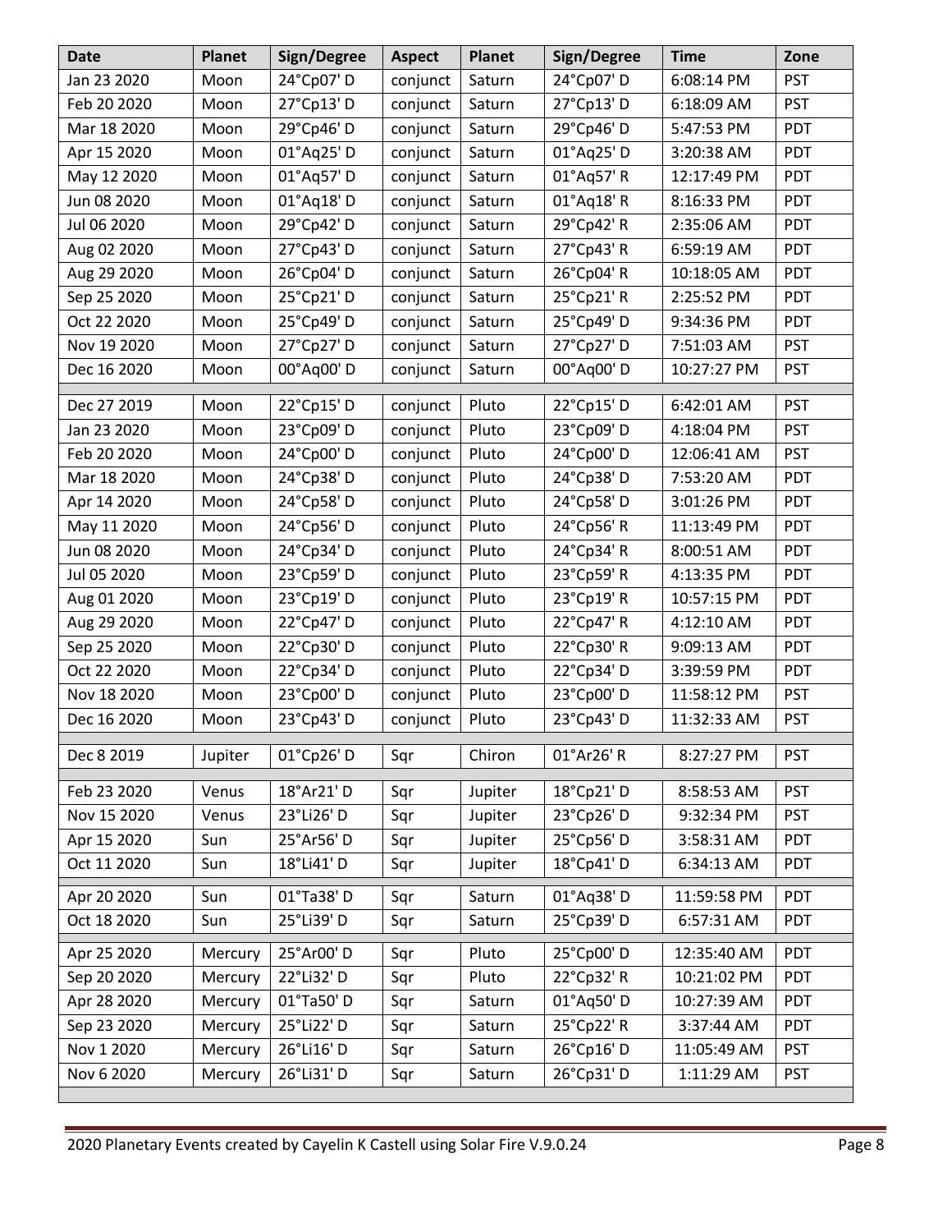| Date | Planet | Sign/Degree | Aspect | Planet | Sign/Degree | Time | Zone |
|---|---|---|---|---|---|---|---|
| Jan 23 2020 | Moon | 24°Cp07' D | conjunct | Saturn | 24°Cp07' D | 6:08:14 PM | PST |
| Feb 20 2020 | Moon | 27°Cp13' D | conjunct | Saturn | 27°Cp13' D | 6:18:09 AM | PST |
| Mar 18 2020 | Moon | 29°Cp46' D | conjunct | Saturn | 29°Cp46' D | 5:47:53 PM | PDT |
| Apr 15 2020 | Moon | 01°Aq25' D | conjunct | Saturn | 01°Aq25' D | 3:20:38 AM | PDT |
| May 12 2020 | Moon | 01°Aq57' D | conjunct | Saturn | 01°Aq57' R | 12:17:49 PM | PDT |
| Jun 08 2020 | Moon | 01°Aq18' D | conjunct | Saturn | 01°Aq18' R | 8:16:33 PM | PDT |
| Jul 06 2020 | Moon | 29°Cp42' D | conjunct | Saturn | 29°Cp42' R | 2:35:06 AM | PDT |
| Aug 02 2020 | Moon | 27°Cp43' D | conjunct | Saturn | 27°Cp43' R | 6:59:19 AM | PDT |
| Aug 29 2020 | Moon | 26°Cp04' D | conjunct | Saturn | 26°Cp04' R | 10:18:05 AM | PDT |
| Sep 25 2020 | Moon | 25°Cp21' D | conjunct | Saturn | 25°Cp21' R | 2:25:52 PM | PDT |
| Oct 22 2020 | Moon | 25°Cp49' D | conjunct | Saturn | 25°Cp49' D | 9:34:36 PM | PDT |
| Nov 19 2020 | Moon | 27°Cp27' D | conjunct | Saturn | 27°Cp27' D | 7:51:03 AM | PST |
| Dec 16 2020 | Moon | 00°Aq00' D | conjunct | Saturn | 00°Aq00' D | 10:27:27 PM | PST |
| | | | | | | | |
| Dec 27 2019 | Moon | 22°Cp15' D | conjunct | Pluto | 22°Cp15' D | 6:42:01 AM | PST |
| Jan 23 2020 | Moon | 23°Cp09' D | conjunct | Pluto | 23°Cp09' D | 4:18:04 PM | PST |
| Feb 20 2020 | Moon | 24°Cp00' D | conjunct | Pluto | 24°Cp00' D | 12:06:41 AM | PST |
| Mar 18 2020 | Moon | 24°Cp38' D | conjunct | Pluto | 24°Cp38' D | 7:53:20 AM | PDT |
| Apr 14 2020 | Moon | 24°Cp58' D | conjunct | Pluto | 24°Cp58' D | 3:01:26 PM | PDT |
| May 11 2020 | Moon | 24°Cp56' D | conjunct | Pluto | 24°Cp56' R | 11:13:49 PM | PDT |
| Jun 08 2020 | Moon | 24°Cp34' D | conjunct | Pluto | 24°Cp34' R | 8:00:51 AM | PDT |
| Jul 05 2020 | Moon | 23°Cp59' D | conjunct | Pluto | 23°Cp59' R | 4:13:35 PM | PDT |
| Aug 01 2020 | Moon | 23°Cp19' D | conjunct | Pluto | 23°Cp19' R | 10:57:15 PM | PDT |
| Aug 29 2020 | Moon | 22°Cp47' D | conjunct | Pluto | 22°Cp47' R | 4:12:10 AM | PDT |
| Sep 25 2020 | Moon | 22°Cp30' D | conjunct | Pluto | 22°Cp30' R | 9:09:13 AM | PDT |
| Oct 22 2020 | Moon | 22°Cp34' D | conjunct | Pluto | 22°Cp34' D | 3:39:59 PM | PDT |
| Nov 18 2020 | Moon | 23°Cp00' D | conjunct | Pluto | 23°Cp00' D | 11:58:12 PM | PST |
| Dec 16 2020 | Moon | 23°Cp43' D | conjunct | Pluto | 23°Cp43' D | 11:32:33 AM | PST |
| | | | | | | | |
| Dec 8 2019 | Jupiter | 01°Cp26' D | Sqr | Chiron | 01°Ar26' R | 8:27:27 PM | PST |
| | | | | | | | |
| Feb 23 2020 | Venus | 18°Ar21' D | Sqr | Jupiter | 18°Cp21' D | 8:58:53 AM | PST |
| Nov 15 2020 | Venus | 23°Li26' D | Sqr | Jupiter | 23°Cp26' D | 9:32:34 PM | PST |
| Apr 15 2020 | Sun | 25°Ar56' D | Sqr | Jupiter | 25°Cp56' D | 3:58:31 AM | PDT |
| Oct 11 2020 | Sun | 18°Li41' D | Sqr | Jupiter | 18°Cp41' D | 6:34:13 AM | PDT |
| | | | | | | | |
| Apr 20 2020 | Sun | 01°Ta38' D | Sqr | Saturn | 01°Aq38' D | 11:59:58 PM | PDT |
| Oct 18 2020 | Sun | 25°Li39' D | Sqr | Saturn | 25°Cp39' D | 6:57:31 AM | PDT |
| | | | | | | | |
| Apr 25 2020 | Mercury | 25°Ar00' D | Sqr | Pluto | 25°Cp00' D | 12:35:40 AM | PDT |
| Sep 20 2020 | Mercury | 22°Li32' D | Sqr | Pluto | 22°Cp32' R | 10:21:02 PM | PDT |
| Apr 28 2020 | Mercury | 01°Ta50' D | Sqr | Saturn | 01°Aq50' D | 10:27:39 AM | PDT |
| Sep 23 2020 | Mercury | 25°Li22' D | Sqr | Saturn | 25°Cp22' R | 3:37:44 AM | PDT |
| Nov 1 2020 | Mercury | 26°Li16' D | Sqr | Saturn | 26°Cp16' D | 11:05:49 AM | PST |
| Nov 6 2020 | Mercury | 26°Li31' D | Sqr | Saturn | 26°Cp31' D | 1:11:29 AM | PST |

2020 Planetary Events created by Cayelin K Castell using Solar Fire V.9.0.24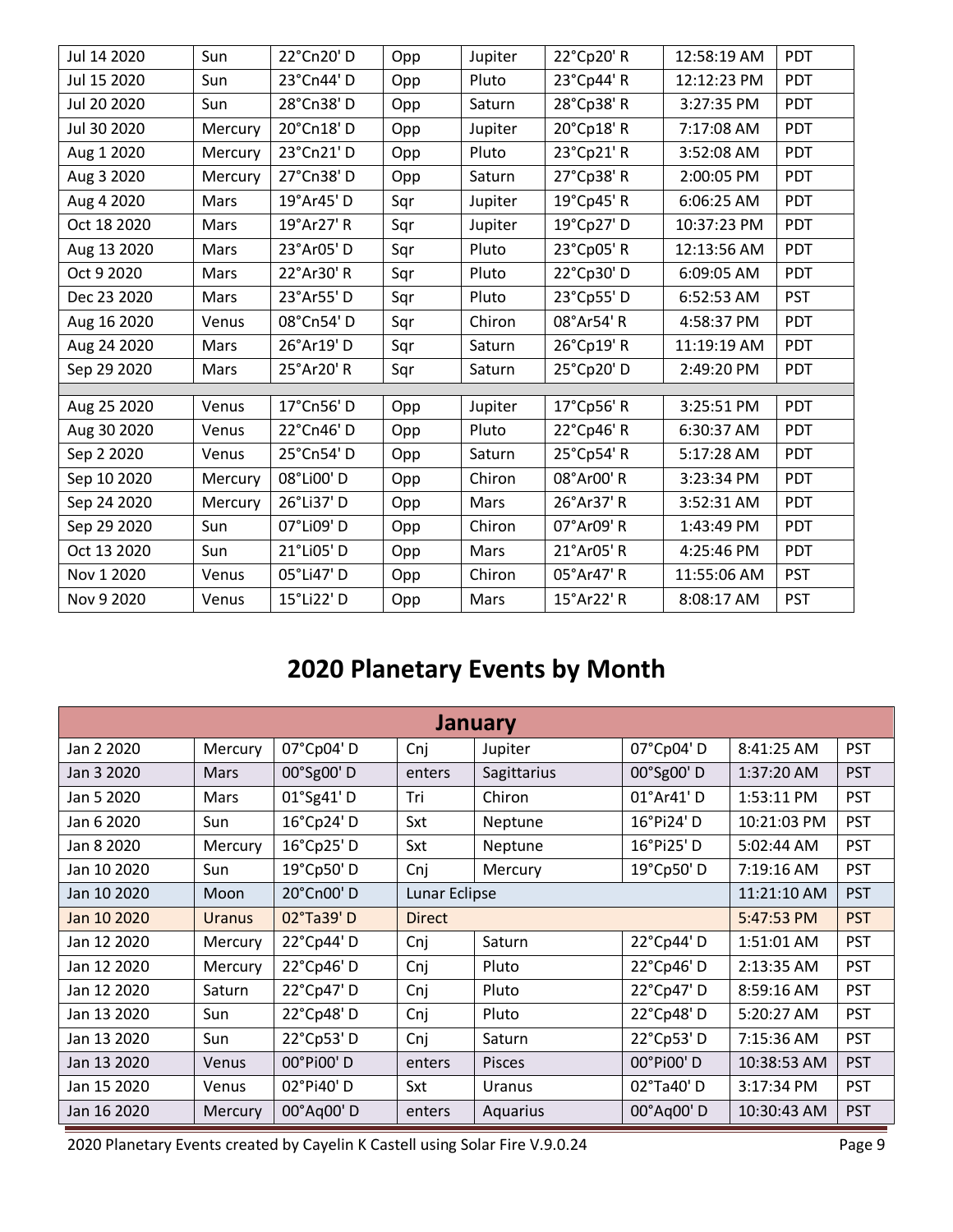| | | | | | | | |
|---|---|---|---|---|---|---|---|
| Jul 14 2020 | Sun | 22°Cn20' D | Opp | Jupiter | 22°Cp20' R | 12:58:19 AM | PDT |
| Jul 15 2020 | Sun | 23°Cn44' D | Opp | Pluto | 23°Cp44' R | 12:12:23 PM | PDT |
| Jul 20 2020 | Sun | 28°Cn38' D | Opp | Saturn | 28°Cp38' R | 3:27:35 PM | PDT |
| Jul 30 2020 | Mercury | 20°Cn18' D | Opp | Jupiter | 20°Cp18' R | 7:17:08 AM | PDT |
| Aug 1 2020 | Mercury | 23°Cn21' D | Opp | Pluto | 23°Cp21' R | 3:52:08 AM | PDT |
| Aug 3 2020 | Mercury | 27°Cn38' D | Opp | Saturn | 27°Cp38' R | 2:00:05 PM | PDT |
| Aug 4 2020 | Mars | 19°Ar45' D | Sqr | Jupiter | 19°Cp45' R | 6:06:25 AM | PDT |
| Oct 18 2020 | Mars | 19°Ar27' R | Sqr | Jupiter | 19°Cp27' D | 10:37:23 PM | PDT |
| Aug 13 2020 | Mars | 23°Ar05' D | Sqr | Pluto | 23°Cp05' R | 12:13:56 AM | PDT |
| Oct 9 2020 | Mars | 22°Ar30' R | Sqr | Pluto | 22°Cp30' D | 6:09:05 AM | PDT |
| Dec 23 2020 | Mars | 23°Ar55' D | Sqr | Pluto | 23°Cp55' D | 6:52:53 AM | PST |
| Aug 16 2020 | Venus | 08°Cn54' D | Sqr | Chiron | 08°Ar54' R | 4:58:37 PM | PDT |
| Aug 24 2020 | Mars | 26°Ar19' D | Sqr | Saturn | 26°Cp19' R | 11:19:19 AM | PDT |
| Sep 29 2020 | Mars | 25°Ar20' R | Sqr | Saturn | 25°Cp20' D | 2:49:20 PM | PDT |
| | | | | | | | |
| Aug 25 2020 | Venus | 17°Cn56' D | Opp | Jupiter | 17°Cp56' R | 3:25:51 PM | PDT |
| Aug 30 2020 | Venus | 22°Cn46' D | Opp | Pluto | 22°Cp46' R | 6:30:37 AM | PDT |
| Sep 2 2020 | Venus | 25°Cn54' D | Opp | Saturn | 25°Cp54' R | 5:17:28 AM | PDT |
| Sep 10 2020 | Mercury | 08°Li00' D | Opp | Chiron | 08°Ar00' R | 3:23:34 PM | PDT |
| Sep 24 2020 | Mercury | 26°Li37' D | Opp | Mars | 26°Ar37' R | 3:52:31 AM | PDT |
| Sep 29 2020 | Sun | 07°Li09' D | Opp | Chiron | 07°Ar09' R | 1:43:49 PM | PDT |
| Oct 13 2020 | Sun | 21°Li05' D | Opp | Mars | 21°Ar05' R | 4:25:46 PM | PDT |
| Nov 1 2020 | Venus | 05°Li47' D | Opp | Chiron | 05°Ar47' R | 11:55:06 AM | PST |
| Nov 9 2020 | Venus | 15°Li22' D | Opp | Mars | 15°Ar22' R | 8:08:17 AM | PST |

# 2020 Planetary Events by Month

| January | | | | | | | |
|---|---|---|---|---|---|---|---|
| Jan 2 2020 | Mercury | 07°Cp04' D | Cnj | Jupiter | 07°Cp04' D | 8:41:25 AM | PST |
| Jan 3 2020 | Mars | 00°Sg00' D | enters | Sagittarius | 00°Sg00' D | 1:37:20 AM | PST |
| Jan 5 2020 | Mars | 01°Sg41' D | Tri | Chiron | 01°Ar41' D | 1:53:11 PM | PST |
| Jan 6 2020 | Sun | 16°Cp24' D | Sxt | Neptune | 16°Pi24' D | 10:21:03 PM | PST |
| Jan 8 2020 | Mercury | 16°Cp25' D | Sxt | Neptune | 16°Pi25' D | 5:02:44 AM | PST |
| Jan 10 2020 | Sun | 19°Cp50' D | Cnj | Mercury | 19°Cp50' D | 7:19:16 AM | PST |
| Jan 10 2020 | Moon | 20°Cn00' D | Lunar Eclipse | | | 11:21:10 AM | PST |
| Jan 10 2020 | Uranus | 02°Ta39' D | Direct | | | 5:47:53 PM | PST |
| Jan 12 2020 | Mercury | 22°Cp44' D | Cnj | Saturn | 22°Cp44' D | 1:51:01 AM | PST |
| Jan 12 2020 | Mercury | 22°Cp46' D | Cnj | Pluto | 22°Cp46' D | 2:13:35 AM | PST |
| Jan 12 2020 | Saturn | 22°Cp47' D | Cnj | Pluto | 22°Cp47' D | 8:59:16 AM | PST |
| Jan 13 2020 | Sun | 22°Cp48' D | Cnj | Pluto | 22°Cp48' D | 5:20:27 AM | PST |
| Jan 13 2020 | Sun | 22°Cp53' D | Cnj | Saturn | 22°Cp53' D | 7:15:36 AM | PST |
| Jan 13 2020 | Venus | 00°Pi00' D | enters | Pisces | 00°Pi00' D | 10:38:53 AM | PST |
| Jan 15 2020 | Venus | 02°Pi40' D | Sxt | Uranus | 02°Ta40' D | 3:17:34 PM | PST |
| Jan 16 2020 | Mercury | 00°Aq00' D | enters | Aquarius | 00°Aq00' D | 10:30:43 AM | PST |

2020 Planetary Events created by Cayelin K Castell using Solar Fire V.9.0.24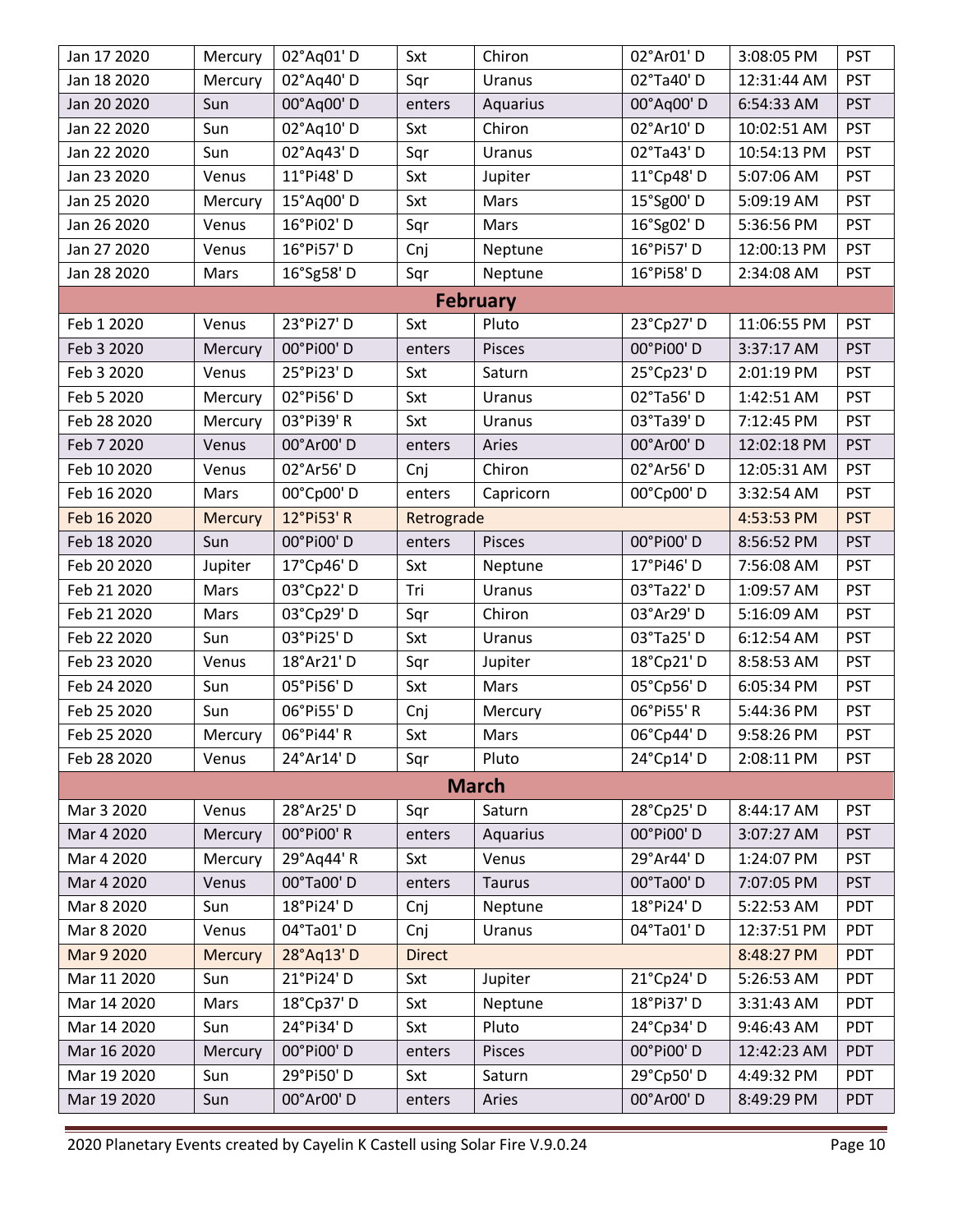| | | | | | | | |
|---|---|---|---|---|---|---|---|
| Jan 17 2020 | Mercury | 02°Aq01' D | Sxt | Chiron | 02°Ar01' D | 3:08:05 PM | PST |
| Jan 18 2020 | Mercury | 02°Aq40' D | Sqr | Uranus | 02°Ta40' D | 12:31:44 AM | PST |
| Jan 20 2020 | Sun | 00°Aq00' D | enters | Aquarius | 00°Aq00' D | 6:54:33 AM | PST |
| Jan 22 2020 | Sun | 02°Aq10' D | Sxt | Chiron | 02°Ar10' D | 10:02:51 AM | PST |
| Jan 22 2020 | Sun | 02°Aq43' D | Sqr | Uranus | 02°Ta43' D | 10:54:13 PM | PST |
| Jan 23 2020 | Venus | 11°Pi48' D | Sxt | Jupiter | 11°Cp48' D | 5:07:06 AM | PST |
| Jan 25 2020 | Mercury | 15°Aq00' D | Sxt | Mars | 15°Sg00' D | 5:09:19 AM | PST |
| Jan 26 2020 | Venus | 16°Pi02' D | Sqr | Mars | 16°Sg02' D | 5:36:56 PM | PST |
| Jan 27 2020 | Venus | 16°Pi57' D | Cnj | Neptune | 16°Pi57' D | 12:00:13 PM | PST |
| Jan 28 2020 | Mars | 16°Sg58' D | Sqr | Neptune | 16°Pi58' D | 2:34:08 AM | PST |
| **February** | | | | | | | |
| Feb 1 2020 | Venus | 23°Pi27' D | Sxt | Pluto | 23°Cp27' D | 11:06:55 PM | PST |
| Feb 3 2020 | Mercury | 00°Pi00' D | enters | Pisces | 00°Pi00' D | 3:37:17 AM | PST |
| Feb 3 2020 | Venus | 25°Pi23' D | Sxt | Saturn | 25°Cp23' D | 2:01:19 PM | PST |
| Feb 5 2020 | Mercury | 02°Pi56' D | Sxt | Uranus | 02°Ta56' D | 1:42:51 AM | PST |
| Feb 28 2020 | Mercury | 03°Pi39' R | Sxt | Uranus | 03°Ta39' D | 7:12:45 PM | PST |
| Feb 7 2020 | Venus | 00°Ar00' D | enters | Aries | 00°Ar00' D | 12:02:18 PM | PST |
| Feb 10 2020 | Venus | 02°Ar56' D | Cnj | Chiron | 02°Ar56' D | 12:05:31 AM | PST |
| Feb 16 2020 | Mars | 00°Cp00' D | enters | Capricorn | 00°Cp00' D | 3:32:54 AM | PST |
| Feb 16 2020 | Mercury | 12°Pi53' R | Retrograde | | | 4:53:53 PM | PST |
| Feb 18 2020 | Sun | 00°Pi00' D | enters | Pisces | 00°Pi00' D | 8:56:52 PM | PST |
| Feb 20 2020 | Jupiter | 17°Cp46' D | Sxt | Neptune | 17°Pi46' D | 7:56:08 AM | PST |
| Feb 21 2020 | Mars | 03°Cp22' D | Tri | Uranus | 03°Ta22' D | 1:09:57 AM | PST |
| Feb 21 2020 | Mars | 03°Cp29' D | Sqr | Chiron | 03°Ar29' D | 5:16:09 AM | PST |
| Feb 22 2020 | Sun | 03°Pi25' D | Sxt | Uranus | 03°Ta25' D | 6:12:54 AM | PST |
| Feb 23 2020 | Venus | 18°Ar21' D | Sqr | Jupiter | 18°Cp21' D | 8:58:53 AM | PST |
| Feb 24 2020 | Sun | 05°Pi56' D | Sxt | Mars | 05°Cp56' D | 6:05:34 PM | PST |
| Feb 25 2020 | Sun | 06°Pi55' D | Cnj | Mercury | 06°Pi55' R | 5:44:36 PM | PST |
| Feb 25 2020 | Mercury | 06°Pi44' R | Sxt | Mars | 06°Cp44' D | 9:58:26 PM | PST |
| Feb 28 2020 | Venus | 24°Ar14' D | Sqr | Pluto | 24°Cp14' D | 2:08:11 PM | PST |
| **March** | | | | | | | |
| Mar 3 2020 | Venus | 28°Ar25' D | Sqr | Saturn | 28°Cp25' D | 8:44:17 AM | PST |
| Mar 4 2020 | Mercury | 00°Pi00' R | enters | Aquarius | 00°Pi00' D | 3:07:27 AM | PST |
| Mar 4 2020 | Mercury | 29°Aq44' R | Sxt | Venus | 29°Ar44' D | 1:24:07 PM | PST |
| Mar 4 2020 | Venus | 00°Ta00' D | enters | Taurus | 00°Ta00' D | 7:07:05 PM | PST |
| Mar 8 2020 | Sun | 18°Pi24' D | Cnj | Neptune | 18°Pi24' D | 5:22:53 AM | PDT |
| Mar 8 2020 | Venus | 04°Ta01' D | Cnj | Uranus | 04°Ta01' D | 12:37:51 PM | PDT |
| Mar 9 2020 | Mercury | 28°Aq13' D | Direct | | | 8:48:27 PM | PDT |
| Mar 11 2020 | Sun | 21°Pi24' D | Sxt | Jupiter | 21°Cp24' D | 5:26:53 AM | PDT |
| Mar 14 2020 | Mars | 18°Cp37' D | Sxt | Neptune | 18°Pi37' D | 3:31:43 AM | PDT |
| Mar 14 2020 | Sun | 24°Pi34' D | Sxt | Pluto | 24°Cp34' D | 9:46:43 AM | PDT |
| Mar 16 2020 | Mercury | 00°Pi00' D | enters | Pisces | 00°Pi00' D | 12:42:23 AM | PDT |
| Mar 19 2020 | Sun | 29°Pi50' D | Sxt | Saturn | 29°Cp50' D | 4:49:32 PM | PDT |
| Mar 19 2020 | Sun | 00°Ar00' D | enters | Aries | 00°Ar00' D | 8:49:29 PM | PDT |

2020 Planetary Events created by Cayelin K Castell using Solar Fire V.9.0.24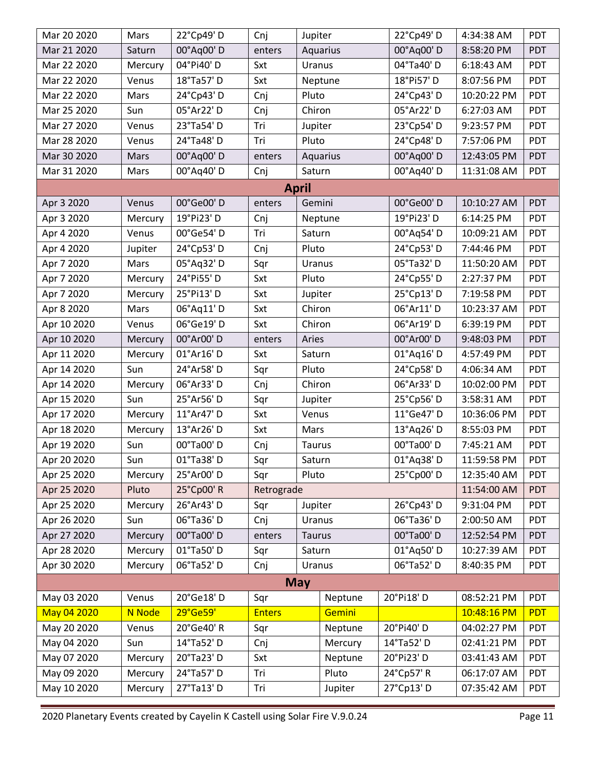| Mar 20 2020 | Mars | 22°Cp49' D | Cnj | Jupiter | 22°Cp49' D | 4:34:38 AM | PDT |
|---|---|---|---|---|---|---|---|
| Mar 21 2020 | Saturn | 00°Aq00' D | enters | Aquarius | 00°Aq00' D | 8:58:20 PM | PDT |
| Mar 22 2020 | Mercury | 04°Pi40' D | Sxt | Uranus | 04°Ta40' D | 6:18:43 AM | PDT |
| Mar 22 2020 | Venus | 18°Ta57' D | Sxt | Neptune | 18°Pi57' D | 8:07:56 PM | PDT |
| Mar 22 2020 | Mars | 24°Cp43' D | Cnj | Pluto | 24°Cp43' D | 10:20:22 PM | PDT |
| Mar 25 2020 | Sun | 05°Ar22' D | Cnj | Chiron | 05°Ar22' D | 6:27:03 AM | PDT |
| Mar 27 2020 | Venus | 23°Ta54' D | Tri | Jupiter | 23°Cp54' D | 9:23:57 PM | PDT |
| Mar 28 2020 | Venus | 24°Ta48' D | Tri | Pluto | 24°Cp48' D | 7:57:06 PM | PDT |
| Mar 30 2020 | Mars | 00°Aq00' D | enters | Aquarius | 00°Aq00' D | 12:43:05 PM | PDT |
| Mar 31 2020 | Mars | 00°Aq40' D | Cnj | Saturn | 00°Aq40' D | 11:31:08 AM | PDT |
| **April** | | | | | | | |
| Apr 3 2020 | Venus | 00°Ge00' D | enters | Gemini | 00°Ge00' D | 10:10:27 AM | PDT |
| Apr 3 2020 | Mercury | 19°Pi23' D | Cnj | Neptune | 19°Pi23' D | 6:14:25 PM | PDT |
| Apr 4 2020 | Venus | 00°Ge54' D | Tri | Saturn | 00°Aq54' D | 10:09:21 AM | PDT |
| Apr 4 2020 | Jupiter | 24°Cp53' D | Cnj | Pluto | 24°Cp53' D | 7:44:46 PM | PDT |
| Apr 7 2020 | Mars | 05°Aq32' D | Sqr | Uranus | 05°Ta32' D | 11:50:20 AM | PDT |
| Apr 7 2020 | Mercury | 24°Pi55' D | Sxt | Pluto | 24°Cp55' D | 2:27:37 PM | PDT |
| Apr 7 2020 | Mercury | 25°Pi13' D | Sxt | Jupiter | 25°Cp13' D | 7:19:58 PM | PDT |
| Apr 8 2020 | Mars | 06°Aq11' D | Sxt | Chiron | 06°Ar11' D | 10:23:37 AM | PDT |
| Apr 10 2020 | Venus | 06°Ge19' D | Sxt | Chiron | 06°Ar19' D | 6:39:19 PM | PDT |
| Apr 10 2020 | Mercury | 00°Ar00' D | enters | Aries | 00°Ar00' D | 9:48:03 PM | PDT |
| Apr 11 2020 | Mercury | 01°Ar16' D | Sxt | Saturn | 01°Aq16' D | 4:57:49 PM | PDT |
| Apr 14 2020 | Sun | 24°Ar58' D | Sqr | Pluto | 24°Cp58' D | 4:06:34 AM | PDT |
| Apr 14 2020 | Mercury | 06°Ar33' D | Cnj | Chiron | 06°Ar33' D | 10:02:00 PM | PDT |
| Apr 15 2020 | Sun | 25°Ar56' D | Sqr | Jupiter | 25°Cp56' D | 3:58:31 AM | PDT |
| Apr 17 2020 | Mercury | 11°Ar47' D | Sxt | Venus | 11°Ge47' D | 10:36:06 PM | PDT |
| Apr 18 2020 | Mercury | 13°Ar26' D | Sxt | Mars | 13°Aq26' D | 8:55:03 PM | PDT |
| Apr 19 2020 | Sun | 00°Ta00' D | Cnj | Taurus | 00°Ta00' D | 7:45:21 AM | PDT |
| Apr 20 2020 | Sun | 01°Ta38' D | Sqr | Saturn | 01°Aq38' D | 11:59:58 PM | PDT |
| Apr 25 2020 | Mercury | 25°Ar00' D | Sqr | Pluto | 25°Cp00' D | 12:35:40 AM | PDT |
| Apr 25 2020 | Pluto | 25°Cp00' R | Retrograde | | | 11:54:00 AM | PDT |
| Apr 25 2020 | Mercury | 26°Ar43' D | Sqr | Jupiter | 26°Cp43' D | 9:31:04 PM | PDT |
| Apr 26 2020 | Sun | 06°Ta36' D | Cnj | Uranus | 06°Ta36' D | 2:00:50 AM | PDT |
| Apr 27 2020 | Mercury | 00°Ta00' D | enters | Taurus | 00°Ta00' D | 12:52:54 PM | PDT |
| Apr 28 2020 | Mercury | 01°Ta50' D | Sqr | Saturn | 01°Aq50' D | 10:27:39 AM | PDT |
| Apr 30 2020 | Mercury | 06°Ta52' D | Cnj | Uranus | 06°Ta52' D | 8:40:35 PM | PDT |
| **May** | | | | | | | |
| May 03 2020 | Venus | 20°Ge18' D | Sqr | Neptune | 20°Pi18' D | 08:52:21 PM | PDT |
| May 04 2020 | N Node | 29°Ge59' | Enters | Gemini | | 10:48:16 PM | PDT |
| May 20 2020 | Venus | 20°Ge40' R | Sqr | Neptune | 20°Pi40' D | 04:02:27 PM | PDT |
| May 04 2020 | Sun | 14°Ta52' D | Cnj | Mercury | 14°Ta52' D | 02:41:21 PM | PDT |
| May 07 2020 | Mercury | 20°Ta23' D | Sxt | Neptune | 20°Pi23' D | 03:41:43 AM | PDT |
| May 09 2020 | Mercury | 24°Ta57' D | Tri | Pluto | 24°Cp57' R | 06:17:07 AM | PDT |
| May 10 2020 | Mercury | 27°Ta13' D | Tri | Jupiter | 27°Cp13' D | 07:35:42 AM | PDT |

2020 Planetary Events created by Cayelin K Castell using Solar Fire V.9.0.24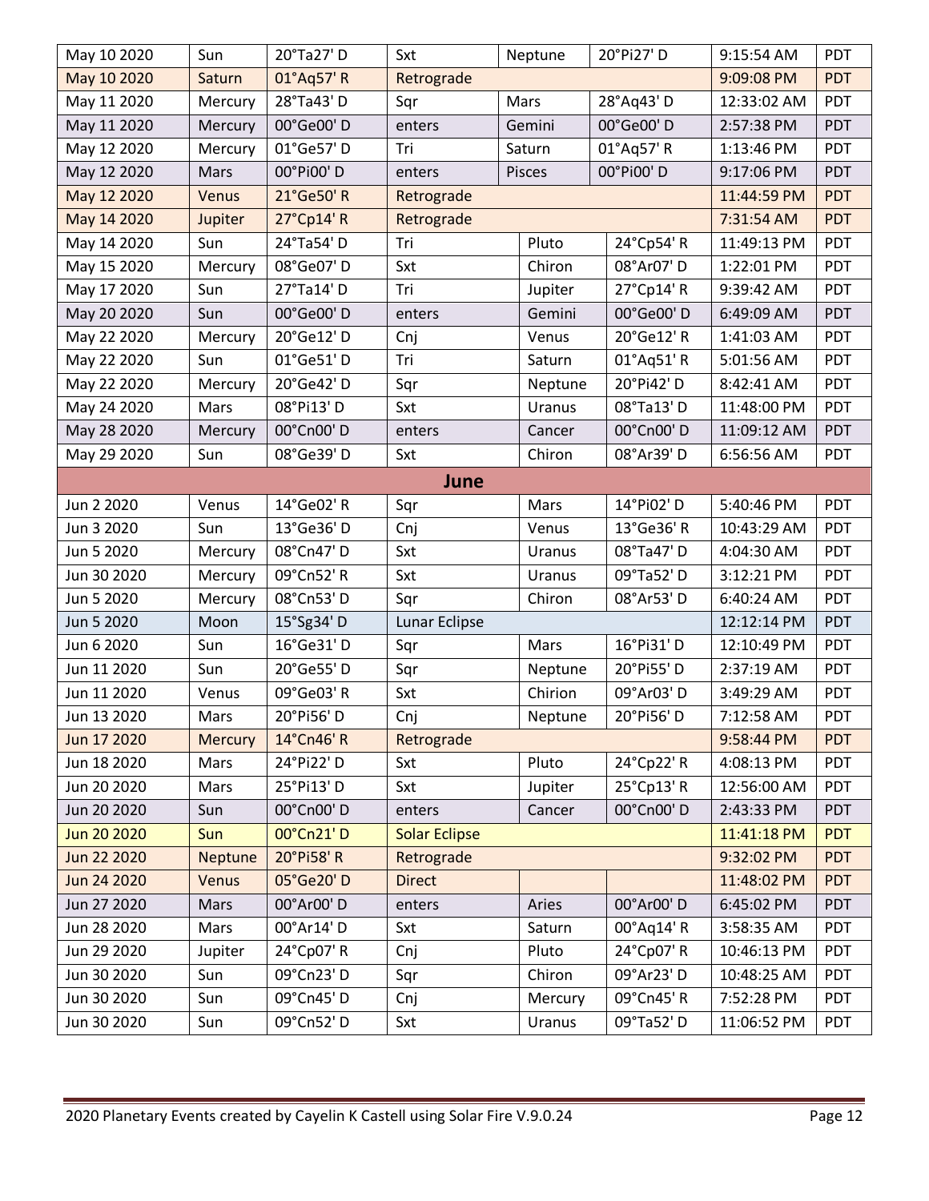| | | | | | | | |
|---|---|---|---|---|---|---|---|
| May 10 2020 | Sun | 20°Ta27' D | Sxt | Neptune | 20°Pi27' D | 9:15:54 AM | PDT |
| May 10 2020 | Saturn | 01°Aq57' R | Retrograde | | | 9:09:08 PM | PDT |
| May 11 2020 | Mercury | 28°Ta43' D | Sqr | Mars | 28°Aq43' D | 12:33:02 AM | PDT |
| May 11 2020 | Mercury | 00°Ge00' D | enters | Gemini | 00°Ge00' D | 2:57:38 PM | PDT |
| May 12 2020 | Mercury | 01°Ge57' D | Tri | Saturn | 01°Aq57' R | 1:13:46 PM | PDT |
| May 12 2020 | Mars | 00°Pi00' D | enters | Pisces | 00°Pi00' D | 9:17:06 PM | PDT |
| May 12 2020 | Venus | 21°Ge50' R | Retrograde | | | 11:44:59 PM | PDT |
| May 14 2020 | Jupiter | 27°Cp14' R | Retrograde | | | 7:31:54 AM | PDT |
| May 14 2020 | Sun | 24°Ta54' D | Tri | Pluto | 24°Cp54' R | 11:49:13 PM | PDT |
| May 15 2020 | Mercury | 08°Ge07' D | Sxt | Chiron | 08°Ar07' D | 1:22:01 PM | PDT |
| May 17 2020 | Sun | 27°Ta14' D | Tri | Jupiter | 27°Cp14' R | 9:39:42 AM | PDT |
| May 20 2020 | Sun | 00°Ge00' D | enters | Gemini | 00°Ge00' D | 6:49:09 AM | PDT |
| May 22 2020 | Mercury | 20°Ge12' D | Cnj | Venus | 20°Ge12' R | 1:41:03 AM | PDT |
| May 22 2020 | Sun | 01°Ge51' D | Tri | Saturn | 01°Aq51' R | 5:01:56 AM | PDT |
| May 22 2020 | Mercury | 20°Ge42' D | Sqr | Neptune | 20°Pi42' D | 8:42:41 AM | PDT |
| May 24 2020 | Mars | 08°Pi13' D | Sxt | Uranus | 08°Ta13' D | 11:48:00 PM | PDT |
| May 28 2020 | Mercury | 00°Cn00' D | enters | Cancer | 00°Cn00' D | 11:09:12 AM | PDT |
| May 29 2020 | Sun | 08°Ge39' D | Sxt | Chiron | 08°Ar39' D | 6:56:56 AM | PDT |
| **June** | | | | | | | |
| Jun 2 2020 | Venus | 14°Ge02' R | Sqr | Mars | 14°Pi02' D | 5:40:46 PM | PDT |
| Jun 3 2020 | Sun | 13°Ge36' D | Cnj | Venus | 13°Ge36' R | 10:43:29 AM | PDT |
| Jun 5 2020 | Mercury | 08°Cn47' D | Sxt | Uranus | 08°Ta47' D | 4:04:30 AM | PDT |
| Jun 30 2020 | Mercury | 09°Cn52' R | Sxt | Uranus | 09°Ta52' D | 3:12:21 PM | PDT |
| Jun 5 2020 | Mercury | 08°Cn53' D | Sqr | Chiron | 08°Ar53' D | 6:40:24 AM | PDT |
| Jun 5 2020 | Moon | 15°Sg34' D | Lunar Eclipse | | | 12:12:14 PM | PDT |
| Jun 6 2020 | Sun | 16°Ge31' D | Sqr | Mars | 16°Pi31' D | 12:10:49 PM | PDT |
| Jun 11 2020 | Sun | 20°Ge55' D | Sqr | Neptune | 20°Pi55' D | 2:37:19 AM | PDT |
| Jun 11 2020 | Venus | 09°Ge03' R | Sxt | Chirion | 09°Ar03' D | 3:49:29 AM | PDT |
| Jun 13 2020 | Mars | 20°Pi56' D | Cnj | Neptune | 20°Pi56' D | 7:12:58 AM | PDT |
| Jun 17 2020 | Mercury | 14°Cn46' R | Retrograde | | | 9:58:44 PM | PDT |
| Jun 18 2020 | Mars | 24°Pi22' D | Sxt | Pluto | 24°Cp22' R | 4:08:13 PM | PDT |
| Jun 20 2020 | Mars | 25°Pi13' D | Sxt | Jupiter | 25°Cp13' R | 12:56:00 AM | PDT |
| Jun 20 2020 | Sun | 00°Cn00' D | enters | Cancer | 00°Cn00' D | 2:43:33 PM | PDT |
| Jun 20 2020 | Sun | 00°Cn21' D | Solar Eclipse | | | 11:41:18 PM | PDT |
| Jun 22 2020 | Neptune | 20°Pi58' R | Retrograde | | | 9:32:02 PM | PDT |
| Jun 24 2020 | Venus | 05°Ge20' D | Direct | | | 11:48:02 PM | PDT |
| Jun 27 2020 | Mars | 00°Ar00' D | enters | Aries | 00°Ar00' D | 6:45:02 PM | PDT |
| Jun 28 2020 | Mars | 00°Ar14' D | Sxt | Saturn | 00°Aq14' R | 3:58:35 AM | PDT |
| Jun 29 2020 | Jupiter | 24°Cp07' R | Cnj | Pluto | 24°Cp07' R | 10:46:13 PM | PDT |
| Jun 30 2020 | Sun | 09°Cn23' D | Sqr | Chiron | 09°Ar23' D | 10:48:25 AM | PDT |
| Jun 30 2020 | Sun | 09°Cn45' D | Cnj | Mercury | 09°Cn45' R | 7:52:28 PM | PDT |
| Jun 30 2020 | Sun | 09°Cn52' D | Sxt | Uranus | 09°Ta52' D | 11:06:52 PM | PDT |

2020 Planetary Events created by Cayelin K Castell using Solar Fire V.9.0.24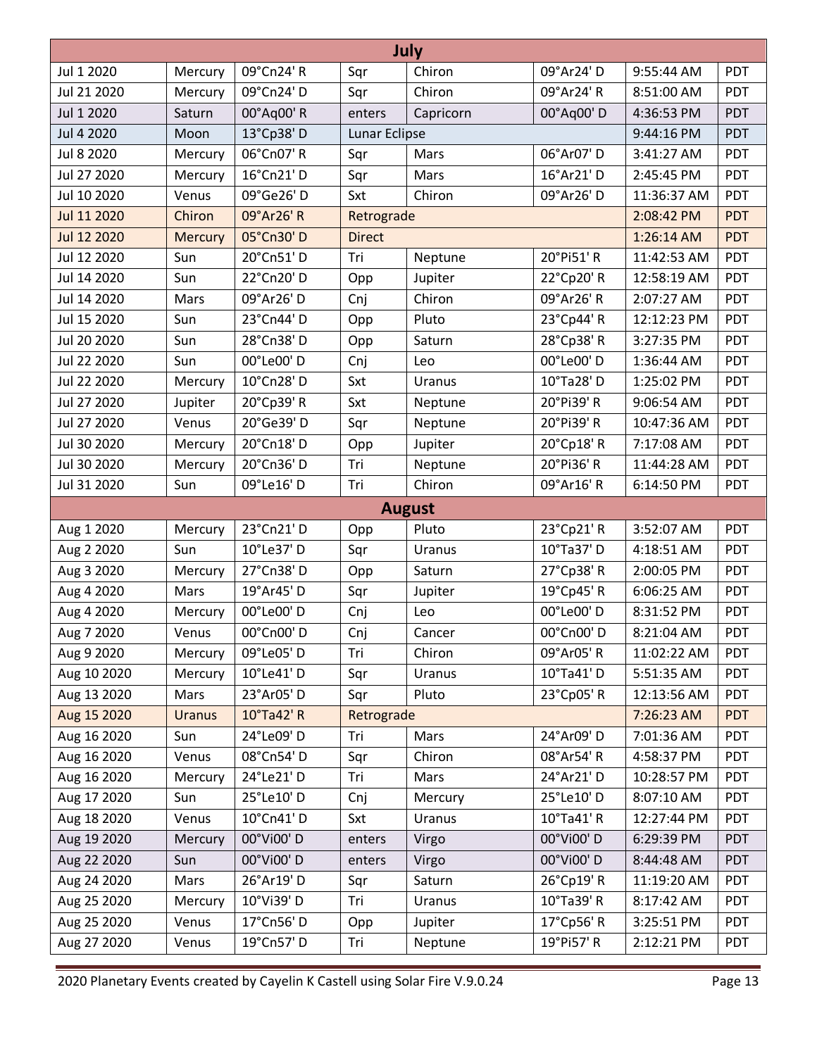| July | | | | | | | |
|---|---|---|---|---|---|---|---|
| Jul 1 2020 | Mercury | 09°Cn24' R | Sqr | Chiron | 09°Ar24' D | 9:55:44 AM | PDT |
| Jul 21 2020 | Mercury | 09°Cn24' D | Sqr | Chiron | 09°Ar24' R | 8:51:00 AM | PDT |
| Jul 1 2020 | Saturn | 00°Aq00' R | enters | Capricorn | 00°Aq00' D | 4:36:53 PM | PDT |
| Jul 4 2020 | Moon | 13°Cp38' D | Lunar Eclipse | | | 9:44:16 PM | PDT |
| Jul 8 2020 | Mercury | 06°Cn07' R | Sqr | Mars | 06°Ar07' D | 3:41:27 AM | PDT |
| Jul 27 2020 | Mercury | 16°Cn21' D | Sqr | Mars | 16°Ar21' D | 2:45:45 PM | PDT |
| Jul 10 2020 | Venus | 09°Ge26' D | Sxt | Chiron | 09°Ar26' D | 11:36:37 AM | PDT |
| Jul 11 2020 | Chiron | 09°Ar26' R | Retrograde | | | 2:08:42 PM | PDT |
| Jul 12 2020 | Mercury | 05°Cn30' D | Direct | | | 1:26:14 AM | PDT |
| Jul 12 2020 | Sun | 20°Cn51' D | Tri | Neptune | 20°Pi51' R | 11:42:53 AM | PDT |
| Jul 14 2020 | Sun | 22°Cn20' D | Opp | Jupiter | 22°Cp20' R | 12:58:19 AM | PDT |
| Jul 14 2020 | Mars | 09°Ar26' D | Cnj | Chiron | 09°Ar26' R | 2:07:27 AM | PDT |
| Jul 15 2020 | Sun | 23°Cn44' D | Opp | Pluto | 23°Cp44' R | 12:12:23 PM | PDT |
| Jul 20 2020 | Sun | 28°Cn38' D | Opp | Saturn | 28°Cp38' R | 3:27:35 PM | PDT |
| Jul 22 2020 | Sun | 00°Le00' D | Cnj | Leo | 00°Le00' D | 1:36:44 AM | PDT |
| Jul 22 2020 | Mercury | 10°Cn28' D | Sxt | Uranus | 10°Ta28' D | 1:25:02 PM | PDT |
| Jul 27 2020 | Jupiter | 20°Cp39' R | Sxt | Neptune | 20°Pi39' R | 9:06:54 AM | PDT |
| Jul 27 2020 | Venus | 20°Ge39' D | Sqr | Neptune | 20°Pi39' R | 10:47:36 AM | PDT |
| Jul 30 2020 | Mercury | 20°Cn18' D | Opp | Jupiter | 20°Cp18' R | 7:17:08 AM | PDT |
| Jul 30 2020 | Mercury | 20°Cn36' D | Tri | Neptune | 20°Pi36' R | 11:44:28 AM | PDT |
| Jul 31 2020 | Sun | 09°Le16' D | Tri | Chiron | 09°Ar16' R | 6:14:50 PM | PDT |
| **August** | | | | | | | |
| Aug 1 2020 | Mercury | 23°Cn21' D | Opp | Pluto | 23°Cp21' R | 3:52:07 AM | PDT |
| Aug 2 2020 | Sun | 10°Le37' D | Sqr | Uranus | 10°Ta37' D | 4:18:51 AM | PDT |
| Aug 3 2020 | Mercury | 27°Cn38' D | Opp | Saturn | 27°Cp38' R | 2:00:05 PM | PDT |
| Aug 4 2020 | Mars | 19°Ar45' D | Sqr | Jupiter | 19°Cp45' R | 6:06:25 AM | PDT |
| Aug 4 2020 | Mercury | 00°Le00' D | Cnj | Leo | 00°Le00' D | 8:31:52 PM | PDT |
| Aug 7 2020 | Venus | 00°Cn00' D | Cnj | Cancer | 00°Cn00' D | 8:21:04 AM | PDT |
| Aug 9 2020 | Mercury | 09°Le05' D | Tri | Chiron | 09°Ar05' R | 11:02:22 AM | PDT |
| Aug 10 2020 | Mercury | 10°Le41' D | Sqr | Uranus | 10°Ta41' D | 5:51:35 AM | PDT |
| Aug 13 2020 | Mars | 23°Ar05' D | Sqr | Pluto | 23°Cp05' R | 12:13:56 AM | PDT |
| Aug 15 2020 | Uranus | 10°Ta42' R | Retrograde | | | 7:26:23 AM | PDT |
| Aug 16 2020 | Sun | 24°Le09' D | Tri | Mars | 24°Ar09' D | 7:01:36 AM | PDT |
| Aug 16 2020 | Venus | 08°Cn54' D | Sqr | Chiron | 08°Ar54' R | 4:58:37 PM | PDT |
| Aug 16 2020 | Mercury | 24°Le21' D | Tri | Mars | 24°Ar21' D | 10:28:57 PM | PDT |
| Aug 17 2020 | Sun | 25°Le10' D | Cnj | Mercury | 25°Le10' D | 8:07:10 AM | PDT |
| Aug 18 2020 | Venus | 10°Cn41' D | Sxt | Uranus | 10°Ta41' R | 12:27:44 PM | PDT |
| Aug 19 2020 | Mercury | 00°Vi00' D | enters | Virgo | 00°Vi00' D | 6:29:39 PM | PDT |
| Aug 22 2020 | Sun | 00°Vi00' D | enters | Virgo | 00°Vi00' D | 8:44:48 AM | PDT |
| Aug 24 2020 | Mars | 26°Ar19' D | Sqr | Saturn | 26°Cp19' R | 11:19:20 AM | PDT |
| Aug 25 2020 | Mercury | 10°Vi39' D | Tri | Uranus | 10°Ta39' R | 8:17:42 AM | PDT |
| Aug 25 2020 | Venus | 17°Cn56' D | Opp | Jupiter | 17°Cp56' R | 3:25:51 PM | PDT |
| Aug 27 2020 | Venus | 19°Cn57' D | Tri | Neptune | 19°Pi57' R | 2:12:21 PM | PDT |

2020 Planetary Events created by Cayelin K Castell using Solar Fire V.9.0.24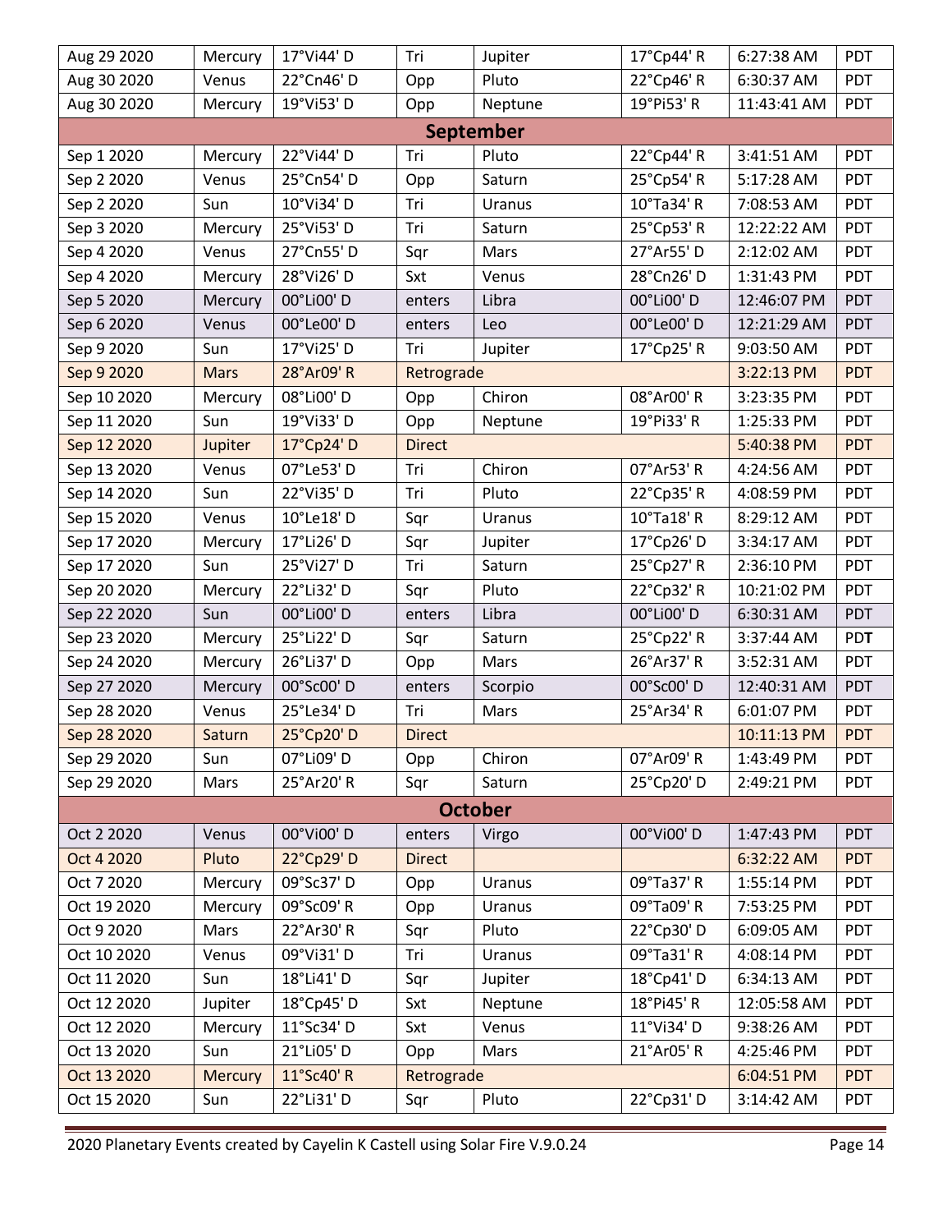| | | | | | | | |
|---|---|---|---|---|---|---|---|
| Aug 29 2020 | Mercury | 17°Vi44' D | Tri | Jupiter | 17°Cp44' R | 6:27:38 AM | PDT |
| Aug 30 2020 | Venus | 22°Cn46' D | Opp | Pluto | 22°Cp46' R | 6:30:37 AM | PDT |
| Aug 30 2020 | Mercury | 19°Vi53' D | Opp | Neptune | 19°Pi53' R | 11:43:41 AM | PDT |
| **September** | | | | | | | |
| Sep 1 2020 | Mercury | 22°Vi44' D | Tri | Pluto | 22°Cp44' R | 3:41:51 AM | PDT |
| Sep 2 2020 | Venus | 25°Cn54' D | Opp | Saturn | 25°Cp54' R | 5:17:28 AM | PDT |
| Sep 2 2020 | Sun | 10°Vi34' D | Tri | Uranus | 10°Ta34' R | 7:08:53 AM | PDT |
| Sep 3 2020 | Mercury | 25°Vi53' D | Tri | Saturn | 25°Cp53' R | 12:22:22 AM | PDT |
| Sep 4 2020 | Venus | 27°Cn55' D | Sqr | Mars | 27°Ar55' D | 2:12:02 AM | PDT |
| Sep 4 2020 | Mercury | 28°Vi26' D | Sxt | Venus | 28°Cn26' D | 1:31:43 PM | PDT |
| Sep 5 2020 | Mercury | 00°Li00' D | enters | Libra | 00°Li00' D | 12:46:07 PM | PDT |
| Sep 6 2020 | Venus | 00°Le00' D | enters | Leo | 00°Le00' D | 12:21:29 AM | PDT |
| Sep 9 2020 | Sun | 17°Vi25' D | Tri | Jupiter | 17°Cp25' R | 9:03:50 AM | PDT |
| Sep 9 2020 | Mars | 28°Ar09' R | Retrograde | | | 3:22:13 PM | PDT |
| Sep 10 2020 | Mercury | 08°Li00' D | Opp | Chiron | 08°Ar00' R | 3:23:35 PM | PDT |
| Sep 11 2020 | Sun | 19°Vi33' D | Opp | Neptune | 19°Pi33' R | 1:25:33 PM | PDT |
| Sep 12 2020 | Jupiter | 17°Cp24' D | Direct | | | 5:40:38 PM | PDT |
| Sep 13 2020 | Venus | 07°Le53' D | Tri | Chiron | 07°Ar53' R | 4:24:56 AM | PDT |
| Sep 14 2020 | Sun | 22°Vi35' D | Tri | Pluto | 22°Cp35' R | 4:08:59 PM | PDT |
| Sep 15 2020 | Venus | 10°Le18' D | Sqr | Uranus | 10°Ta18' R | 8:29:12 AM | PDT |
| Sep 17 2020 | Mercury | 17°Li26' D | Sqr | Jupiter | 17°Cp26' D | 3:34:17 AM | PDT |
| Sep 17 2020 | Sun | 25°Vi27' D | Tri | Saturn | 25°Cp27' R | 2:36:10 PM | PDT |
| Sep 20 2020 | Mercury | 22°Li32' D | Sqr | Pluto | 22°Cp32' R | 10:21:02 PM | PDT |
| Sep 22 2020 | Sun | 00°Li00' D | enters | Libra | 00°Li00' D | 6:30:31 AM | PDT |
| Sep 23 2020 | Mercury | 25°Li22' D | Sqr | Saturn | 25°Cp22' R | 3:37:44 AM | PDT |
| Sep 24 2020 | Mercury | 26°Li37' D | Opp | Mars | 26°Ar37' R | 3:52:31 AM | PDT |
| Sep 27 2020 | Mercury | 00°Sc00' D | enters | Scorpio | 00°Sc00' D | 12:40:31 AM | PDT |
| Sep 28 2020 | Venus | 25°Le34' D | Tri | Mars | 25°Ar34' R | 6:01:07 PM | PDT |
| Sep 28 2020 | Saturn | 25°Cp20' D | Direct | | | 10:11:13 PM | PDT |
| Sep 29 2020 | Sun | 07°Li09' D | Opp | Chiron | 07°Ar09' R | 1:43:49 PM | PDT |
| Sep 29 2020 | Mars | 25°Ar20' R | Sqr | Saturn | 25°Cp20' D | 2:49:21 PM | PDT |
| **October** | | | | | | | |
| Oct 2 2020 | Venus | 00°Vi00' D | enters | Virgo | 00°Vi00' D | 1:47:43 PM | PDT |
| Oct 4 2020 | Pluto | 22°Cp29' D | Direct | | | 6:32:22 AM | PDT |
| Oct 7 2020 | Mercury | 09°Sc37' D | Opp | Uranus | 09°Ta37' R | 1:55:14 PM | PDT |
| Oct 19 2020 | Mercury | 09°Sc09' R | Opp | Uranus | 09°Ta09' R | 7:53:25 PM | PDT |
| Oct 9 2020 | Mars | 22°Ar30' R | Sqr | Pluto | 22°Cp30' D | 6:09:05 AM | PDT |
| Oct 10 2020 | Venus | 09°Vi31' D | Tri | Uranus | 09°Ta31' R | 4:08:14 PM | PDT |
| Oct 11 2020 | Sun | 18°Li41' D | Sqr | Jupiter | 18°Cp41' D | 6:34:13 AM | PDT |
| Oct 12 2020 | Jupiter | 18°Cp45' D | Sxt | Neptune | 18°Pi45' R | 12:05:58 AM | PDT |
| Oct 12 2020 | Mercury | 11°Sc34' D | Sxt | Venus | 11°Vi34' D | 9:38:26 AM | PDT |
| Oct 13 2020 | Sun | 21°Li05' D | Opp | Mars | 21°Ar05' R | 4:25:46 PM | PDT |
| Oct 13 2020 | Mercury | 11°Sc40' R | Retrograde | | | 6:04:51 PM | PDT |
| Oct 15 2020 | Sun | 22°Li31' D | Sqr | Pluto | 22°Cp31' D | 3:14:42 AM | PDT |

2020 Planetary Events created by Cayelin K Castell using Solar Fire V.9.0.24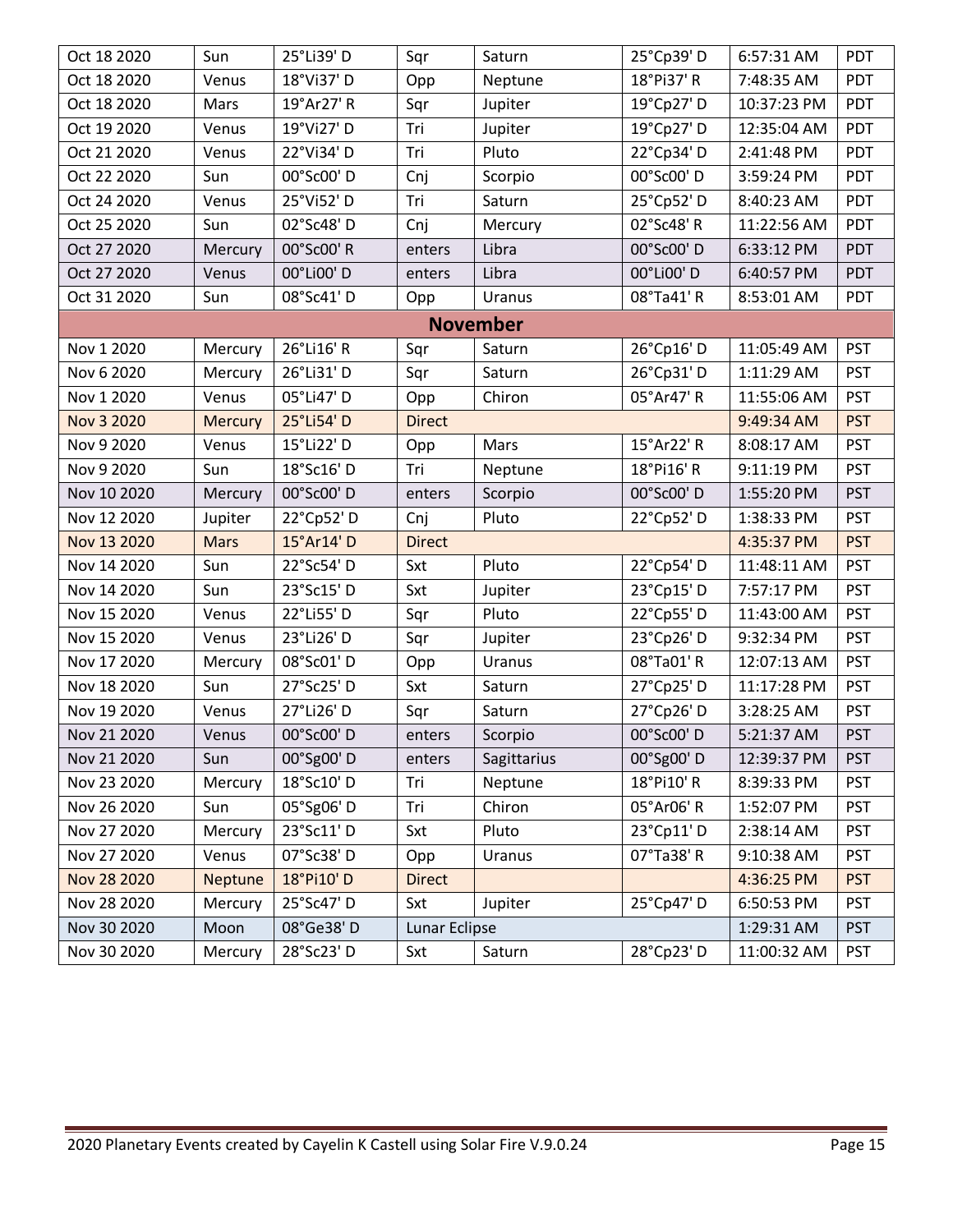| | | | | | | | |
|---|---|---|---|---|---|---|---|
| Oct 18 2020 | Sun | 25°Li39' D | Sqr | Saturn | 25°Cp39' D | 6:57:31 AM | PDT |
| Oct 18 2020 | Venus | 18°Vi37' D | Opp | Neptune | 18°Pi37' R | 7:48:35 AM | PDT |
| Oct 18 2020 | Mars | 19°Ar27' R | Sqr | Jupiter | 19°Cp27' D | 10:37:23 PM | PDT |
| Oct 19 2020 | Venus | 19°Vi27' D | Tri | Jupiter | 19°Cp27' D | 12:35:04 AM | PDT |
| Oct 21 2020 | Venus | 22°Vi34' D | Tri | Pluto | 22°Cp34' D | 2:41:48 PM | PDT |
| Oct 22 2020 | Sun | 00°Sc00' D | Cnj | Scorpio | 00°Sc00' D | 3:59:24 PM | PDT |
| Oct 24 2020 | Venus | 25°Vi52' D | Tri | Saturn | 25°Cp52' D | 8:40:23 AM | PDT |
| Oct 25 2020 | Sun | 02°Sc48' D | Cnj | Mercury | 02°Sc48' R | 11:22:56 AM | PDT |
| Oct 27 2020 | Mercury | 00°Sc00' R | enters | Libra | 00°Sc00' D | 6:33:12 PM | PDT |
| Oct 27 2020 | Venus | 00°Li00' D | enters | Libra | 00°Li00' D | 6:40:57 PM | PDT |
| Oct 31 2020 | Sun | 08°Sc41' D | Opp | Uranus | 08°Ta41' R | 8:53:01 AM | PDT |
| **November** | | | | | | | |
| Nov 1 2020 | Mercury | 26°Li16' R | Sqr | Saturn | 26°Cp16' D | 11:05:49 AM | PST |
| Nov 6 2020 | Mercury | 26°Li31' D | Sqr | Saturn | 26°Cp31' D | 1:11:29 AM | PST |
| Nov 1 2020 | Venus | 05°Li47' D | Opp | Chiron | 05°Ar47' R | 11:55:06 AM | PST |
| Nov 3 2020 | Mercury | 25°Li54' D | Direct | | | 9:49:34 AM | PST |
| Nov 9 2020 | Venus | 15°Li22' D | Opp | Mars | 15°Ar22' R | 8:08:17 AM | PST |
| Nov 9 2020 | Sun | 18°Sc16' D | Tri | Neptune | 18°Pi16' R | 9:11:19 PM | PST |
| Nov 10 2020 | Mercury | 00°Sc00' D | enters | Scorpio | 00°Sc00' D | 1:55:20 PM | PST |
| Nov 12 2020 | Jupiter | 22°Cp52' D | Cnj | Pluto | 22°Cp52' D | 1:38:33 PM | PST |
| Nov 13 2020 | Mars | 15°Ar14' D | Direct | | | 4:35:37 PM | PST |
| Nov 14 2020 | Sun | 22°Sc54' D | Sxt | Pluto | 22°Cp54' D | 11:48:11 AM | PST |
| Nov 14 2020 | Sun | 23°Sc15' D | Sxt | Jupiter | 23°Cp15' D | 7:57:17 PM | PST |
| Nov 15 2020 | Venus | 22°Li55' D | Sqr | Pluto | 22°Cp55' D | 11:43:00 AM | PST |
| Nov 15 2020 | Venus | 23°Li26' D | Sqr | Jupiter | 23°Cp26' D | 9:32:34 PM | PST |
| Nov 17 2020 | Mercury | 08°Sc01' D | Opp | Uranus | 08°Ta01' R | 12:07:13 AM | PST |
| Nov 18 2020 | Sun | 27°Sc25' D | Sxt | Saturn | 27°Cp25' D | 11:17:28 PM | PST |
| Nov 19 2020 | Venus | 27°Li26' D | Sqr | Saturn | 27°Cp26' D | 3:28:25 AM | PST |
| Nov 21 2020 | Venus | 00°Sc00' D | enters | Scorpio | 00°Sc00' D | 5:21:37 AM | PST |
| Nov 21 2020 | Sun | 00°Sg00' D | enters | Sagittarius | 00°Sg00' D | 12:39:37 PM | PST |
| Nov 23 2020 | Mercury | 18°Sc10' D | Tri | Neptune | 18°Pi10' R | 8:39:33 PM | PST |
| Nov 26 2020 | Sun | 05°Sg06' D | Tri | Chiron | 05°Ar06' R | 1:52:07 PM | PST |
| Nov 27 2020 | Mercury | 23°Sc11' D | Sxt | Pluto | 23°Cp11' D | 2:38:14 AM | PST |
| Nov 27 2020 | Venus | 07°Sc38' D | Opp | Uranus | 07°Ta38' R | 9:10:38 AM | PST |
| Nov 28 2020 | Neptune | 18°Pi10' D | Direct | | | 4:36:25 PM | PST |
| Nov 28 2020 | Mercury | 25°Sc47' D | Sxt | Jupiter | 25°Cp47' D | 6:50:53 PM | PST |
| Nov 30 2020 | Moon | 08°Ge38' D | Lunar Eclipse | | | 1:29:31 AM | PST |
| Nov 30 2020 | Mercury | 28°Sc23' D | Sxt | Saturn | 28°Cp23' D | 11:00:32 AM | PST |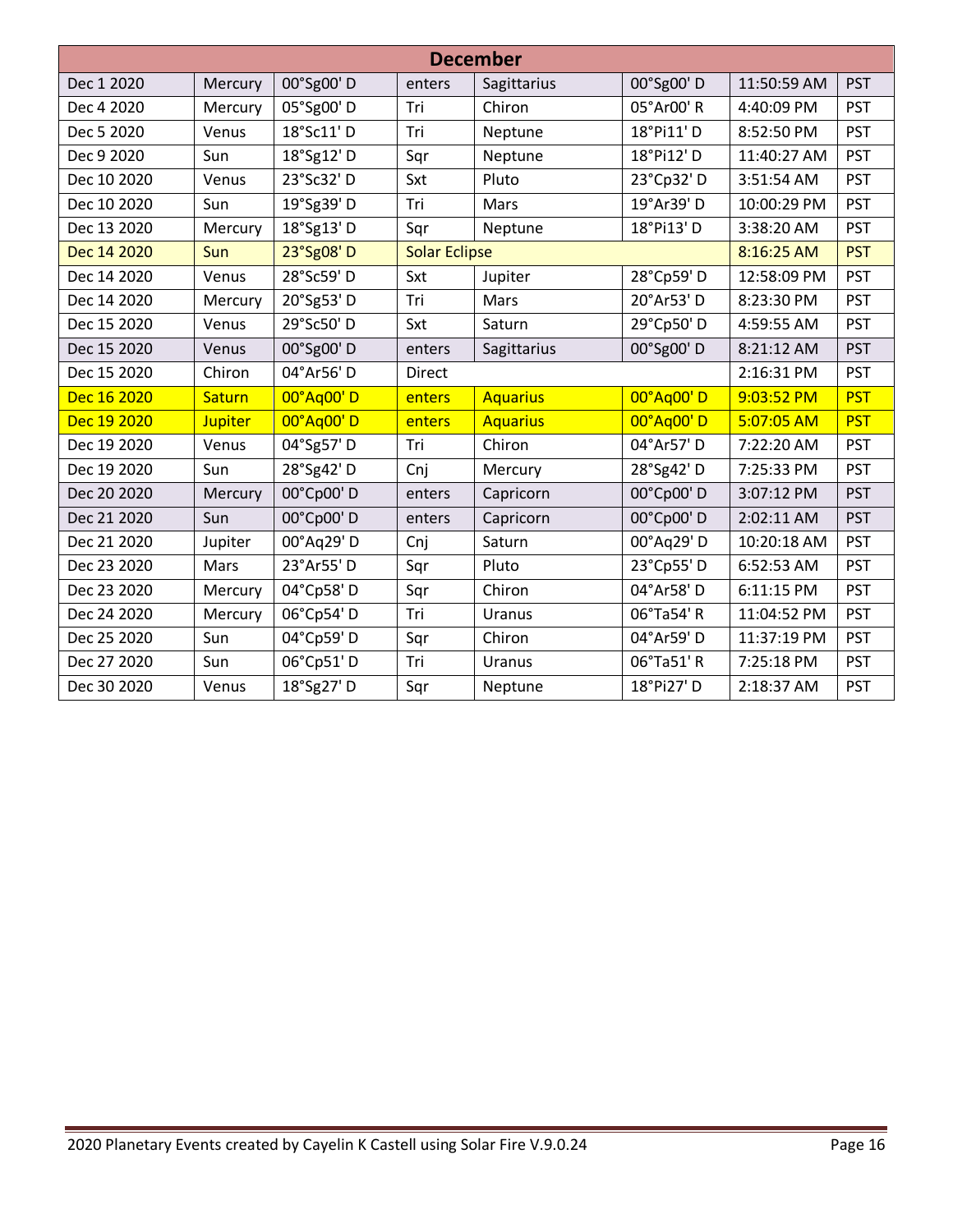| December | | | | | | | |
|---|---|---|---|---|---|---|---|
| Dec 1 2020 | Mercury | 00°Sg00' D | enters | Sagittarius | 00°Sg00' D | 11:50:59 AM | PST |
| Dec 4 2020 | Mercury | 05°Sg00' D | Tri | Chiron | 05°Ar00' R | 4:40:09 PM | PST |
| Dec 5 2020 | Venus | 18°Sc11' D | Tri | Neptune | 18°Pi11' D | 8:52:50 PM | PST |
| Dec 9 2020 | Sun | 18°Sg12' D | Sqr | Neptune | 18°Pi12' D | 11:40:27 AM | PST |
| Dec 10 2020 | Venus | 23°Sc32' D | Sxt | Pluto | 23°Cp32' D | 3:51:54 AM | PST |
| Dec 10 2020 | Sun | 19°Sg39' D | Tri | Mars | 19°Ar39' D | 10:00:29 PM | PST |
| Dec 13 2020 | Mercury | 18°Sg13' D | Sqr | Neptune | 18°Pi13' D | 3:38:20 AM | PST |
| Dec 14 2020 | Sun | 23°Sg08' D | Solar Eclipse | | | 8:16:25 AM | PST |
| Dec 14 2020 | Venus | 28°Sc59' D | Sxt | Jupiter | 28°Cp59' D | 12:58:09 PM | PST |
| Dec 14 2020 | Mercury | 20°Sg53' D | Tri | Mars | 20°Ar53' D | 8:23:30 PM | PST |
| Dec 15 2020 | Venus | 29°Sc50' D | Sxt | Saturn | 29°Cp50' D | 4:59:55 AM | PST |
| Dec 15 2020 | Venus | 00°Sg00' D | enters | Sagittarius | 00°Sg00' D | 8:21:12 AM | PST |
| Dec 15 2020 | Chiron | 04°Ar56' D | Direct | | | 2:16:31 PM | PST |
| Dec 16 2020 | Saturn | 00°Aq00' D | enters | Aquarius | 00°Aq00' D | 9:03:52 PM | PST |
| Dec 19 2020 | Jupiter | 00°Aq00' D | enters | Aquarius | 00°Aq00' D | 5:07:05 AM | PST |
| Dec 19 2020 | Venus | 04°Sg57' D | Tri | Chiron | 04°Ar57' D | 7:22:20 AM | PST |
| Dec 19 2020 | Sun | 28°Sg42' D | Cnj | Mercury | 28°Sg42' D | 7:25:33 PM | PST |
| Dec 20 2020 | Mercury | 00°Cp00' D | enters | Capricorn | 00°Cp00' D | 3:07:12 PM | PST |
| Dec 21 2020 | Sun | 00°Cp00' D | enters | Capricorn | 00°Cp00' D | 2:02:11 AM | PST |
| Dec 21 2020 | Jupiter | 00°Aq29' D | Cnj | Saturn | 00°Aq29' D | 10:20:18 AM | PST |
| Dec 23 2020 | Mars | 23°Ar55' D | Sqr | Pluto | 23°Cp55' D | 6:52:53 AM | PST |
| Dec 23 2020 | Mercury | 04°Cp58' D | Sqr | Chiron | 04°Ar58' D | 6:11:15 PM | PST |
| Dec 24 2020 | Mercury | 06°Cp54' D | Tri | Uranus | 06°Ta54' R | 11:04:52 PM | PST |
| Dec 25 2020 | Sun | 04°Cp59' D | Sqr | Chiron | 04°Ar59' D | 11:37:19 PM | PST |
| Dec 27 2020 | Sun | 06°Cp51' D | Tri | Uranus | 06°Ta51' R | 7:25:18 PM | PST |
| Dec 30 2020 | Venus | 18°Sg27' D | Sqr | Neptune | 18°Pi27' D | 2:18:37 AM | PST |

2020 Planetary Events created by Cayelin K Castell using Solar Fire V.9.0.24